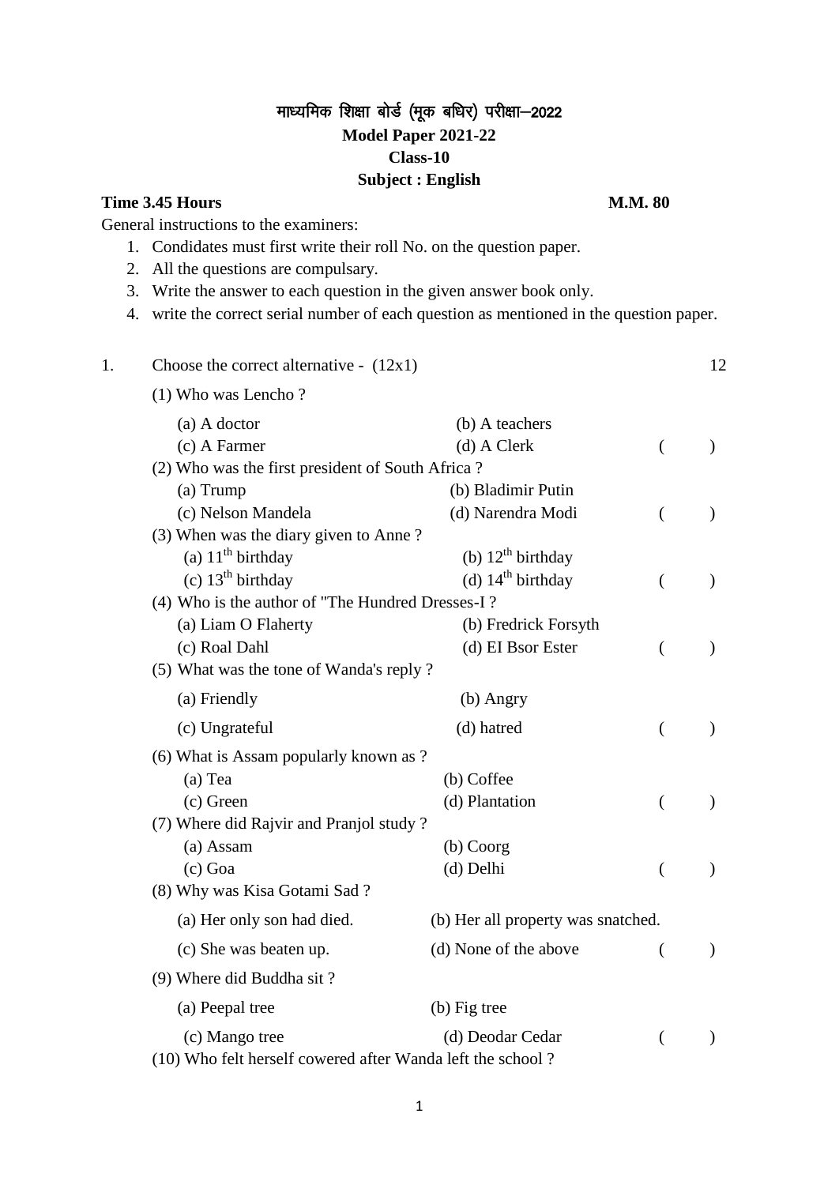# माध्यमिक शिक्षा बोर्ड (मूक बधिर) परीक्षा–2022

## Model Paper 2021-22

## Class-10

## Subject : English

**Time 3.45 Hours** **M.M. 80**

General instructions to the examiners:

1. Condidates must first write their roll No. on the question paper.
2. All the questions are compulsary.
3. Write the answer to each question in the given answer book only.
4. write the correct serial number of each question as mentioned in the question paper.

1. Choose the correct alternative - (12x1) 12

(1) Who was Lencho ?

(a) A doctor (b) A teachers
(c) A Farmer (d) A Clerk ( )

(2) Who was the first president of South Africa ?

(a) Trump (b) Bladimir Putin
(c) Nelson Mandela (d) Narendra Modi ( )

(3) When was the diary given to Anne ?

(a) $11^{th}$ birthday (b) $12^{th}$ birthday
(c) $13^{th}$ birthday (d) $14^{th}$ birthday ( )

(4) Who is the author of "The Hundred Dresses-I ?

(a) Liam O Flaherty (b) Fredrick Forsyth
(c) Roal Dahl (d) EI Bsor Ester ( )

(5) What was the tone of Wanda's reply ?

(a) Friendly (b) Angry
(c) Ungrateful (d) hatred ( )

(6) What is Assam popularly known as ?

(a) Tea (b) Coffee
(c) Green (d) Plantation ( )

(7) Where did Rajvir and Pranjol study ?

(a) Assam (b) Coorg
(c) Goa (d) Delhi ( )

(8) Why was Kisa Gotami Sad ?

(a) Her only son had died. (b) Her all property was snatched.
(c) She was beaten up. (d) None of the above ( )

(9) Where did Buddha sit ?

(a) Peepal tree (b) Fig tree
(c) Mango tree (d) Deodar Cedar ( )

(10) Who felt herself cowered after Wanda left the school ?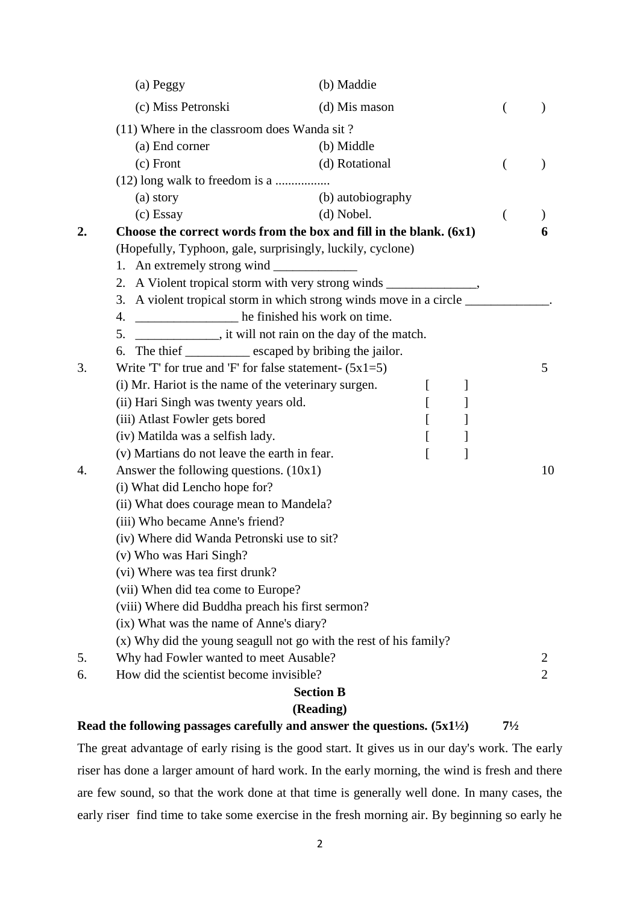(a) Peggy (b) Maddie

(c) Miss Petronski (d) Mis mason ( )

(11) Where in the classroom does Wanda sit ?

(a) End corner (b) Middle

(c) Front (d) Rotational ( )

(12) long walk to freedom is a .................

(a) story (b) autobiography

(c) Essay (d) Nobel. ( )

**2. Choose the correct words from the box and fill in the blank. (6x1) 6**

(Hopefully, Typhoon, gale, surprisingly, luckily, cyclone)

1. An extremely strong wind _____________
2. A Violent tropical storm with very strong winds ______________,
3. A violent tropical storm in which strong winds move in a circle _____________.
4. ________________ he finished his work on time.
5. _____________, it will not rain on the day of the match.
6. The thief __________ escaped by bribing the jailor.

3. Write 'T' for true and 'F' for false statement- (5x1=5) 5

(i) Mr. Hariot is the name of the veterinary surgen. [ ]

(ii) Hari Singh was twenty years old. [ ]

(iii) Atlast Fowler gets bored [ ]

(iv) Matilda was a selfish lady. [ ]

(v) Martians do not leave the earth in fear. [ ]

4. Answer the following questions. (10x1) 10

(i) What did Lencho hope for?

(ii) What does courage mean to Mandela?

(iii) Who became Anne's friend?

(iv) Where did Wanda Petronski use to sit?

(v) Who was Hari Singh?

(vi) Where was tea first drunk?

(vii) When did tea come to Europe?

(viii) Where did Buddha preach his first sermon?

(ix) What was the name of Anne's diary?

(x) Why did the young seagull not go with the rest of his family?

5. Why had Fowler wanted to meet Ausable? 2

6. How did the scientist become invisible? 2

## Section B
## (Reading)

**Read the following passages carefully and answer the questions. (5x1½) 7½**

The great advantage of early rising is the good start. It gives us in our day's work. The early riser has done a larger amount of hard work. In the early morning, the wind is fresh and there are few sound, so that the work done at that time is generally well done. In many cases, the early riser find time to take some exercise in the fresh morning air. By beginning so early he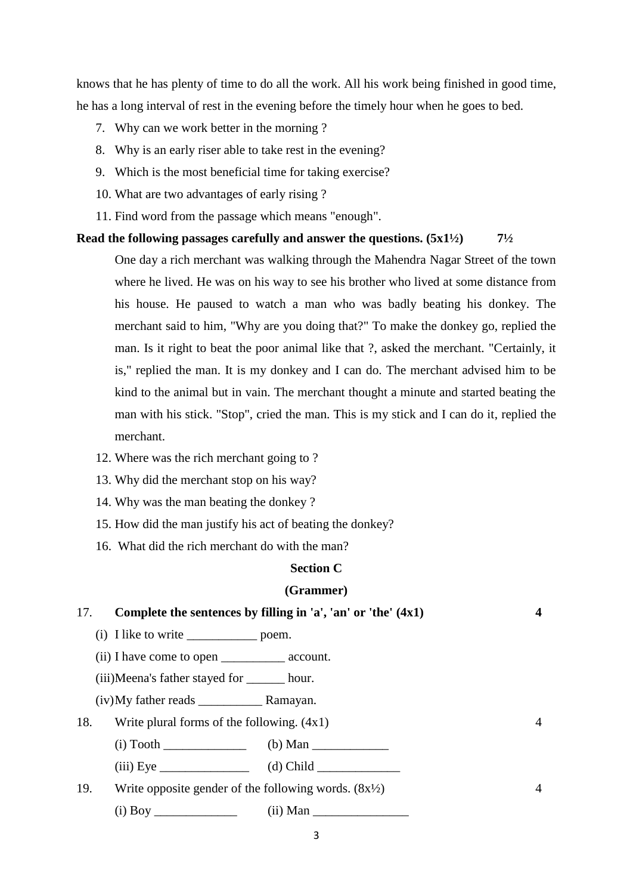knows that he has plenty of time to do all the work. All his work being finished in good time, he has a long interval of rest in the evening before the timely hour when he goes to bed.

7. Why can we work better in the morning ?
8. Why is an early riser able to take rest in the evening?
9. Which is the most beneficial time for taking exercise?
10. What are two advantages of early rising ?
11. Find word from the passage which means "enough".

**Read the following passages carefully and answer the questions. (5x1½) 7½**

One day a rich merchant was walking through the Mahendra Nagar Street of the town where he lived. He was on his way to see his brother who lived at some distance from his house. He paused to watch a man who was badly beating his donkey. The merchant said to him, "Why are you doing that?" To make the donkey go, replied the man. Is it right to beat the poor animal like that ?, asked the merchant. "Certainly, it is," replied the man. It is my donkey and I can do. The merchant advised him to be kind to the animal but in vain. The merchant thought a minute and started beating the man with his stick. "Stop", cried the man. This is my stick and I can do it, replied the merchant.

12. Where was the rich merchant going to ?
13. Why did the merchant stop on his way?
14. Why was the man beating the donkey ?
15. How did the man justify his act of beating the donkey?
16. What did the rich merchant do with the man?

## Section C

## (Grammer)

17. **Complete the sentences by filling in 'a', 'an' or 'the' (4x1) 4**

    (i) I like to write ___________ poem.

    (ii) I have come to open __________ account.

    (iii) Meena's father stayed for ______ hour.

    (iv) My father reads __________ Ramayan.

18. Write plural forms of the following. (4x1) 4

    (i) Tooth _____________ (b) Man ____________

    (iii) Eye ______________ (d) Child _____________

19. Write opposite gender of the following words. (8x½) 4

    (i) Boy _____________ (ii) Man _______________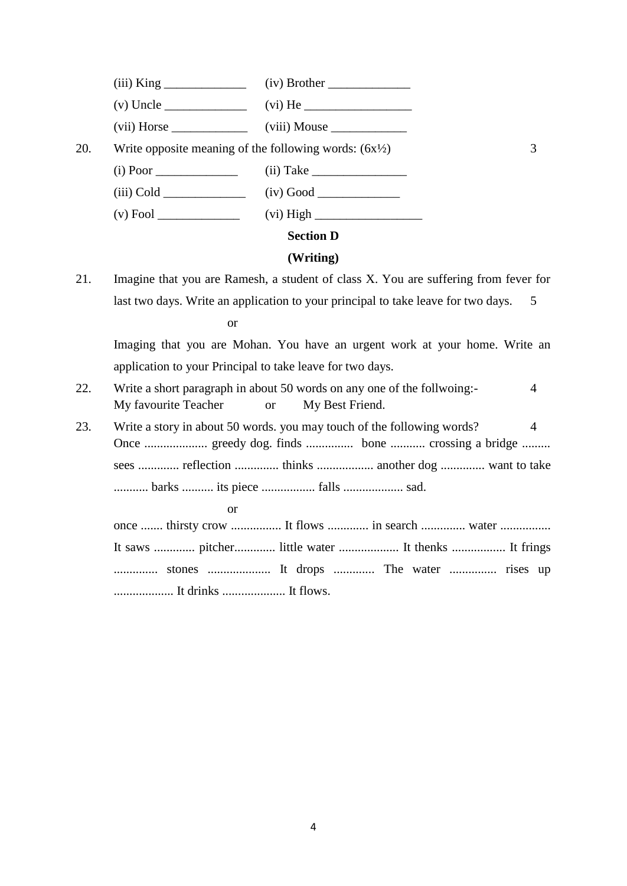(iii) King _____________ (iv) Brother _____________

(v) Uncle _____________ (vi) He _________________

(vii) Horse ____________ (viii) Mouse ____________

20. Write opposite meaning of the following words: (6x½) 3

(i) Poor _____________ (ii) Take _______________

(iii) Cold _____________ (iv) Good _____________

(v) Fool _____________ (vi) High _________________

## Section D

## (Writing)

21. Imagine that you are Ramesh, a student of class X. You are suffering from fever for last two days. Write an application to your principal to take leave for two days. 5

or

Imaging that you are Mohan. You have an urgent work at your home. Write an application to your Principal to take leave for two days.

22. Write a short paragraph in about 50 words on any one of the follwoing:- 4
My favourite Teacher or My Best Friend.

23. Write a story in about 50 words. you may touch of the following words? 4
Once .................... greedy dog. finds ............... bone ........... crossing a bridge ......... sees ............. reflection .............. thinks .................. another dog .............. want to take ........... barks .......... its piece ................. falls ................... sad.

or

once ....... thirsty crow ................ It flows ............. in search .............. water ................ It saws ............. pitcher............. little water ................... It thenks ................. It frings .............. stones .................... It drops ............. The water ............... rises up ................... It drinks .................... It flows.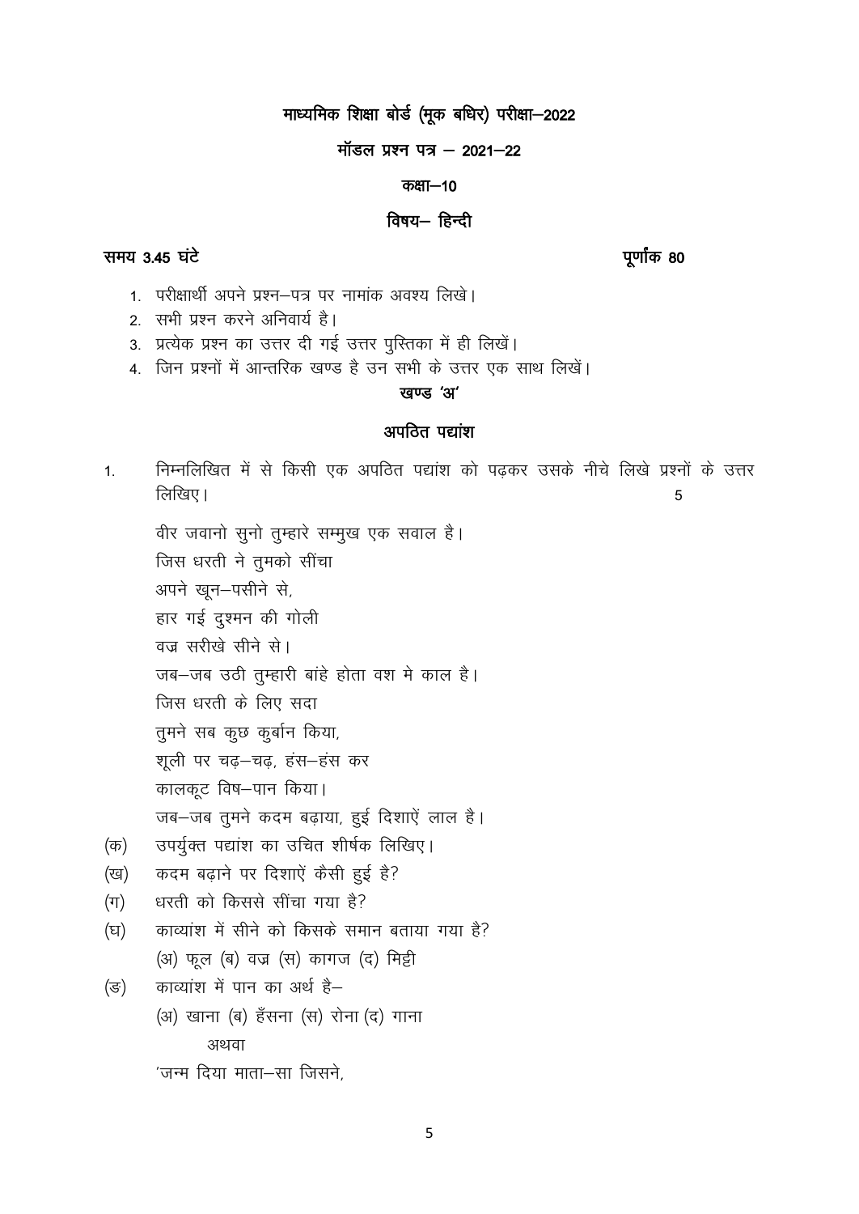## माध्यमिक शिक्षा बोर्ड (मूक बधिर) परीक्षा–2022

### मॉडल प्रश्न पत्र – 2021–22

### कक्षा–10

### विषय– हिन्दी

**समय 3.45 घंटे** **पूर्णांक 80**

1. परीक्षार्थी अपने प्रश्न–पत्र पर नामांक अवश्य लिखे।
2. सभी प्रश्न करने अनिवार्य है।
3. प्रत्येक प्रश्न का उत्तर दी गई उत्तर पुस्तिका में ही लिखें।
4. जिन प्रश्नों में आन्तरिक खण्ड है उन सभी के उत्तर एक साथ लिखें।

### खण्ड 'अ'

### अपठित पद्यांश

1. निम्नलिखित में से किसी एक अपठित पद्यांश को पढ़कर उसके नीचे लिखे प्रश्नों के उत्तर लिखिए। 5

वीर जवानो सुनो तुम्हारे सम्मुख एक सवाल है।
जिस धरती ने तुमको सींचा
अपने खून–पसीने से,
हार गई दुश्मन की गोली
वज्र सरीखे सीने से।
जब–जब उठी तुम्हारी बांहे होता वश मे काल है।
जिस धरती के लिए सदा
तुमने सब कुछ कुर्बान किया,
शूली पर चढ़–चढ़, हंस–हंस कर
कालकूट विष–पान किया।
जब–जब तुमने कदम बढ़ाया, हुई दिशाऐं लाल है।

(क) उपर्युक्त पद्यांश का उचित शीर्षक लिखिए।

(ख) कदम बढ़ाने पर दिशाऐं कैसी हुई है?

(ग) धरती को किससे सींचा गया है?

(घ) काव्यांश में सीने को किसके समान बताया गया है?
(अ) फूल (ब) वज्र (स) कागज (द) मिट्टी

(ङ) काव्यांश में पान का अर्थ है–
(अ) खाना (ब) हँसना (स) रोना (द) गाना

अथवा

'जन्म दिया माता–सा जिसने,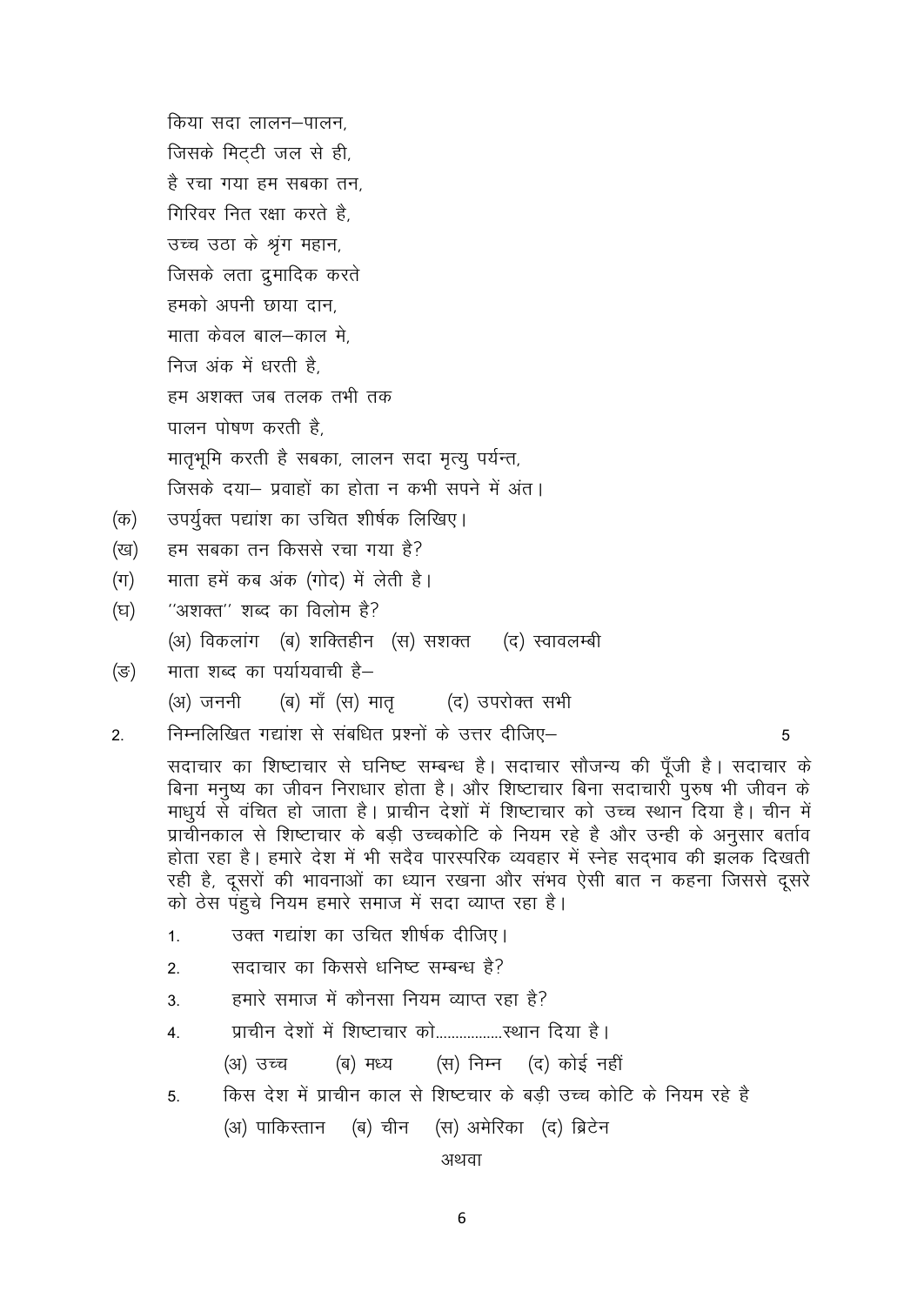किया सदा लालन–पालन,
जिसके मिट्टी जल से ही,
है रचा गया हम सबका तन,
गिरिवर नित रक्षा करते है,
उच्च उठा के श्रृंग महान,
जिसके लता द्रुमादिक करते
हमको अपनी छाया दान,
माता केवल बाल–काल मे,
निज अंक में धरती है,
हम अशक्त जब तलक तभी तक
पालन पोषण करती है,
मातृभूमि करती है सबका, लालन सदा मृत्यु पर्यन्त,
जिसके दया– प्रवाहों का होता न कभी सपने में अंत।

(क) उपर्युक्त पद्यांश का उचित शीर्षक लिखिए।

(ख) हम सबका तन किससे रचा गया है?

(ग) माता हमें कब अंक (गोद) में लेती है।

(घ) ''अशक्त'' शब्द का विलोम है?

(अ) विकलांग (ब) शक्तिहीन (स) सशक्त (द) स्वावलम्बी

(ङ) माता शब्द का पर्यायवाची है–

(अ) जननी (ब) माँ (स) मातृ (द) उपरोक्त सभी

2. निम्नलिखित गद्यांश से संबंधित प्रश्नों के उत्तर दीजिए– 5

सदाचार का शिष्टाचार से घनिष्ट सम्बन्ध है। सदाचार सौजन्य की पूँजी है। सदाचार के बिना मनुष्य का जीवन निराधार होता है। और शिष्टाचार बिना सदाचारी पुरुष भी जीवन के माधुर्य से वंचित हो जाता है। प्राचीन देशों में शिष्टाचार को उच्च स्थान दिया है। चीन में प्राचीनकाल से शिष्टाचार के बड़ी उच्चकोटि के नियम रहे है और उन्ही के अनुसार बर्ताव होता रहा है। हमारे देश में भी सदैव पारस्परिक व्यवहार में स्नेह सद्भाव की झलक दिखती रही है, दूसरों की भावनाओं का ध्यान रखना और संभव ऐसी बात न कहना जिससे दूसरे को ठेस पंहुचे नियम हमारे समाज में सदा व्याप्त रहा है।

1. उक्त गद्यांश का उचित शीर्षक दीजिए।
2. सदाचार का किससे धनिष्ट सम्बन्ध है?
3. हमारे समाज में कौनसा नियम व्याप्त रहा है?
4. प्राचीन देशों में शिष्टाचार को.................स्थान दिया है।

   (अ) उच्च (ब) मध्य (स) निम्न (द) कोई नहीं

5. किस देश में प्राचीन काल से शिष्टचार के बड़ी उच्च कोटि के नियम रहे है

   (अ) पाकिस्तान (ब) चीन (स) अमेरिका (द) ब्रिटेन

अथवा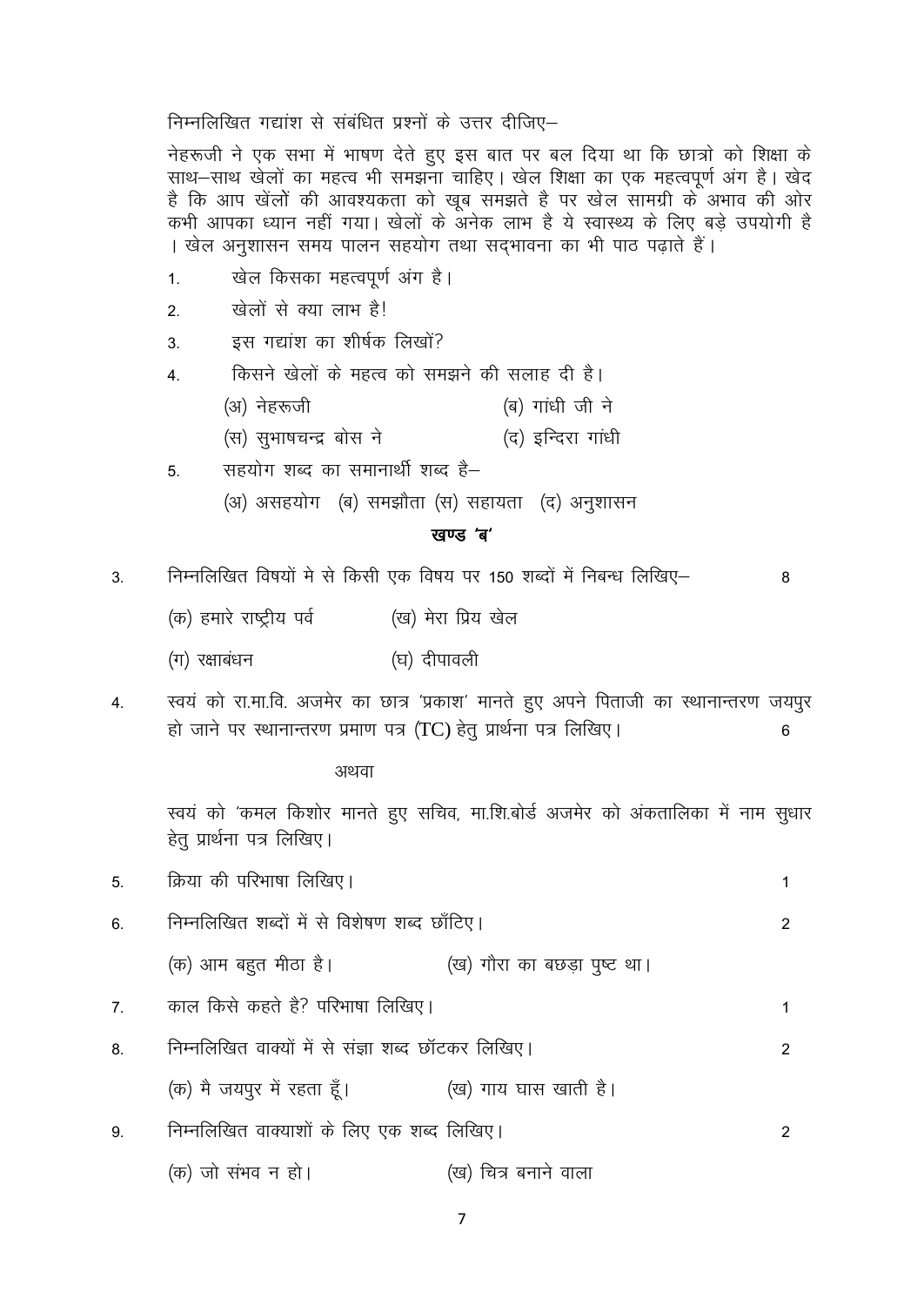निम्नलिखित गद्यांश से संबंधित प्रश्नों के उत्तर दीजिए–

नेहरूजी ने एक सभा में भाषण देते हुए इस बात पर बल दिया था कि छात्रो को शिक्षा के साथ–साथ खेलों का महत्व भी समझना चाहिए। खेल शिक्षा का एक महत्वपूर्ण अंग है। खेद है कि आप खेलों की आवश्यकता को खूब समझते है पर खेल सामग्री के अभाव की ओर कभी आपका ध्यान नहीं गया। खेलों के अनेक लाभ है ये स्वास्थ्य के लिए बड़े उपयोगी है। खेल अनुशासन समय पालन सहयोग तथा सद्भावना का भी पाठ पढ़ाते हैं।

1. खेल किसका महत्वपूर्ण अंग है।
2. खेलों से क्या लाभ है!
3. इस गद्यांश का शीर्षक लिखों?
4. किसने खेलों के महत्व को समझने की सलाह दी है।

   (अ) नेहरूजी (ब) गांधी जी ने

   (स) सुभाषचन्द्र बोस ने (द) इन्दिरा गांधी
5. सहयोग शब्द का समानार्थी शब्द है–

   (अ) असहयोग (ब) समझौता (स) सहायता (द) अनुशासन

## खण्ड 'ब'

3. निम्नलिखित विषयों मे से किसी एक विषय पर 150 शब्दों में निबन्ध लिखिए– 8

   (क) हमारे राष्ट्रीय पर्व (ख) मेरा प्रिय खेल

   (ग) रक्षाबंधन (घ) दीपावली

4. स्वयं को रा.मा.वि. अजमेर का छात्र 'प्रकाश' मानते हुए अपने पिताजी का स्थानान्तरण जयपुर हो जाने पर स्थानान्तरण प्रमाण पत्र (TC) हेतु प्रार्थना पत्र लिखिए। 6

   अथवा

   स्वयं को 'कमल किशोर मानते हुए सचिव, मा.शि.बोर्ड अजमेर को अंकतालिका में नाम सुधार हेतु प्रार्थना पत्र लिखिए।

5. क्रिया की परिभाषा लिखिए। 1

6. निम्नलिखित शब्दों में से विशेषण शब्द छाँटिए। 2

   (क) आम बहुत मीठा है। (ख) गौरा का बछड़ा पुष्ट था।

7. काल किसे कहते है? परिभाषा लिखिए। 1

8. निम्नलिखित वाक्यों में से संज्ञा शब्द छाँटकर लिखिए। 2

   (क) मै जयपुर में रहता हूँ। (ख) गाय घास खाती है।

9. निम्नलिखित वाक्याशों के लिए एक शब्द लिखिए। 2

   (क) जो संभव न हो। (ख) चित्र बनाने वाला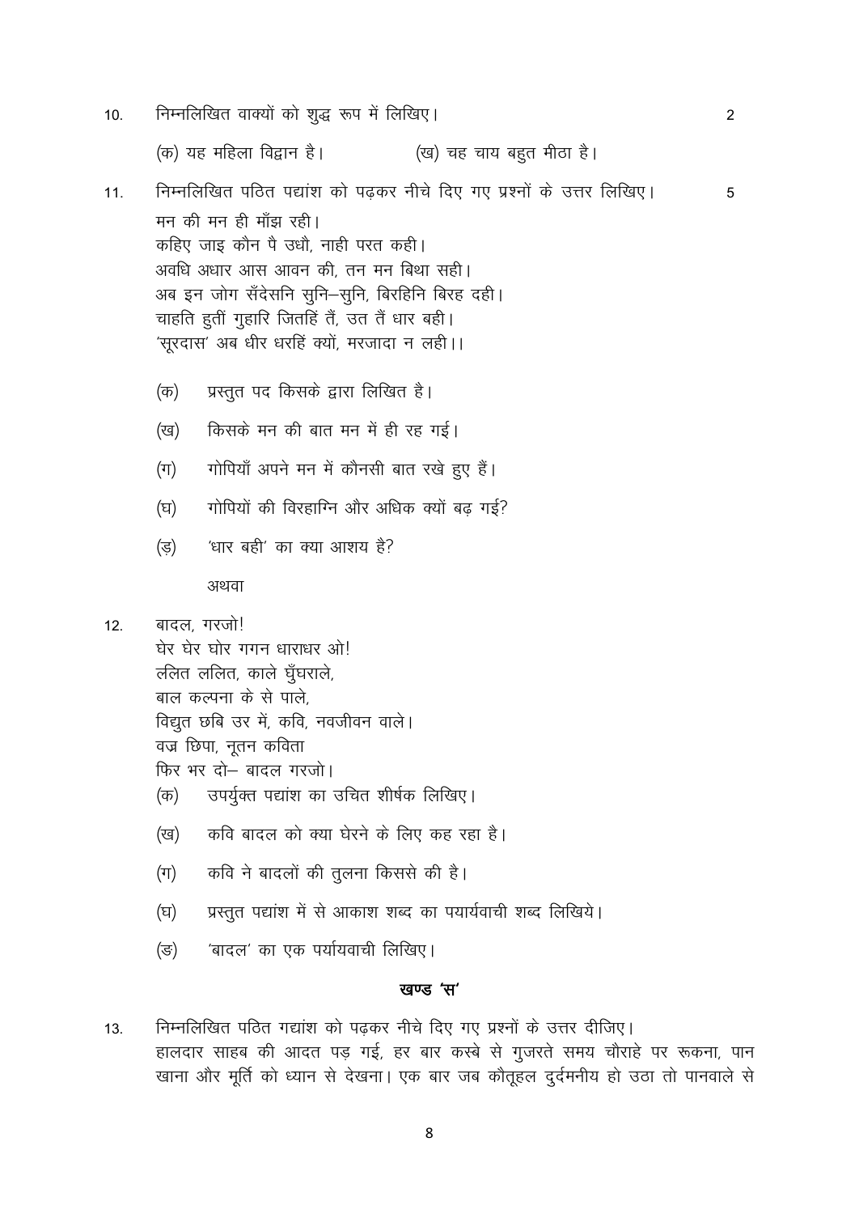10. निम्नलिखित वाक्यों को शुद्ध रूप में लिखिए। 2

    (क) यह महिला विद्वान है। (ख) चह चाय बहुत मीठा है।

11. निम्नलिखित पठित पद्यांश को पढ़कर नीचे दिए गए प्रश्नों के उत्तर लिखिए। 5

    मन की मन ही माँझ रही।
    कहिए जाइ कौन पै उधौ, नाही परत कही।
    अवधि अधार आस आवन की, तन मन बिथा सही।
    अब इन जोग सँदेसनि सुनि–सुनि, बिरहिनि बिरह दही।
    चाहति हुतीं गुहारि जितहिं तैं, उत तैं धार बही।
    'सूरदास' अब धीर धरहिं क्यों, मरजादा न लही।।

    (क) प्रस्तुत पद किसके द्वारा लिखित है।

    (ख) किसके मन की बात मन में ही रह गई।

    (ग) गोपियाँ अपने मन में कौनसी बात रखे हुए हैं।

    (घ) गोपियों की विरहाग्नि और अधिक क्यों बढ़ गई?

    (ङ) 'धार बही' का क्या आशय है?

    अथवा

12. बादल, गरजो!
    घेर घेर घोर गगन धाराधर ओ!
    ललित ललित, काले घुँघराले,
    बाल कल्पना के से पाले,
    विद्युत छबि उर में, कवि, नवजीवन वाले।
    वज्र छिपा, नूतन कविता
    फिर भर दो– बादल गरजो।

    (क) उपर्युक्त पद्यांश का उचित शीर्षक लिखिए।

    (ख) कवि बादल को क्या घेरने के लिए कह रहा है।

    (ग) कवि ने बादलों की तुलना किससे की है।

    (घ) प्रस्तुत पद्यांश में से आकाश शब्द का पयार्यवाची शब्द लिखिये।

    (ङ) 'बादल' का एक पर्यायवाची लिखिए।

## खण्ड 'स'

13. निम्नलिखित पठित गद्यांश को पढ़कर नीचे दिए गए प्रश्नों के उत्तर दीजिए।
    हालदार साहब की आदत पड़ गई, हर बार कस्बे से गुजरते समय चौराहे पर रूकना, पान खाना और मूर्ति को ध्यान से देखना। एक बार जब कौतूहल दुर्दमनीय हो उठा तो पानवाले से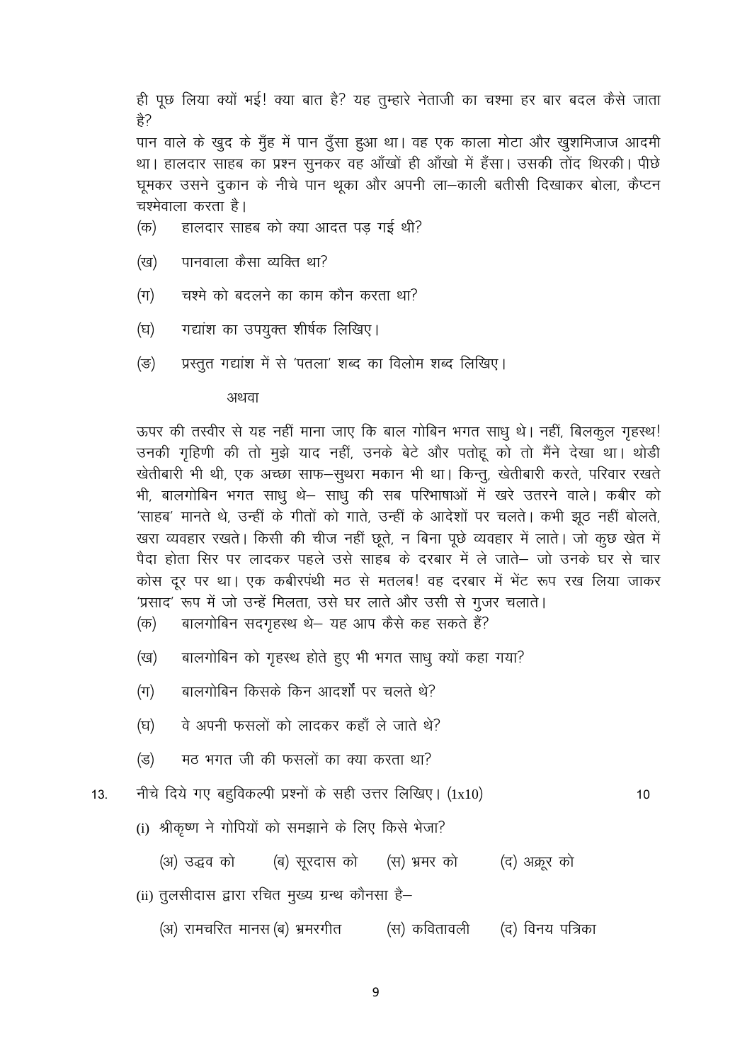ही पूछ लिया क्यों भई! क्या बात है? यह तुम्हारे नेताजी का चश्मा हर बार बदल कैसे जाता है?

पान वाले के खुद के मुँह में पान ठुँसा हुआ था। वह एक काला मोटा और खुशमिजाज आदमी था। हालदार साहब का प्रश्न सुनकर वह आँखों ही आँखो में हँसा। उसकी तोंद थिरकी। पीछे घूमकर उसने दुकान के नीचे पान थूका और अपनी ला–काली बतीसी दिखाकर बोला, कैप्टन चश्मेवाला करता है।

(क) हालदार साहब को क्या आदत पड़ गई थी?

(ख) पानवाला कैसा व्यक्ति था?

(ग) चश्मे को बदलने का काम कौन करता था?

(घ) गद्यांश का उपयुक्त शीर्षक लिखिए।

(ङ) प्रस्तुत गद्यांश में से 'पतला' शब्द का विलोम शब्द लिखिए।

अथवा

ऊपर की तस्वीर से यह नहीं माना जाए कि बाल गोबिन भगत साधु थे। नहीं, बिलकुल गृहस्थ! उनकी गृहिणी की तो मुझे याद नहीं, उनके बेटे और पतोहू को तो मैंने देखा था। थोडी खेतीबारी भी थी, एक अच्छा साफ–सुथरा मकान भी था। किन्तु, खेतीबारी करते, परिवार रखते भी, बालगोबिन भगत साधु थे– साधु की सब परिभाषाओं में खरे उतरने वाले। कबीर को 'साहब' मानते थे, उन्हीं के गीतों को गाते, उन्हीं के आदेशों पर चलते। कभी झूठ नहीं बोलते, खरा व्यवहार रखते। किसी की चीज नहीं छूते, न बिना पूछे व्यवहार में लाते। जो कुछ खेत में पैदा होता सिर पर लादकर पहले उसे साहब के दरबार में ले जाते– जो उनके घर से चार कोस दूर पर था। एक कबीरपंथी मठ से मतलब! वह दरबार में भेंट रूप रख लिया जाकर 'प्रसाद' रूप में जो उन्हें मिलता, उसे घर लाते और उसी से गुजर चलाते।

(क) बालगोबिन सदगृहस्थ थे– यह आप कैसे कह सकते हैं?

(ख) बालगोबिन को गृहस्थ होते हुए भी भगत साधु क्यों कहा गया?

(ग) बालगोबिन किसके किन आदर्शों पर चलते थे?

(घ) वे अपनी फसलों को लादकर कहाँ ले जाते थे?

(ङ) मठ भगत जी की फसलों का क्या करता था?

13. नीचे दिये गए बहुविकल्पी प्रश्नों के सही उत्तर लिखिए। (1x10) 10

(i) श्रीकृष्ण ने गोपियों को समझाने के लिए किसे भेजा?

(अ) उद्धव को (ब) सूरदास को (स) भ्रमर को (द) अक्रूर को

(ii) तुलसीदास द्वारा रचित मुख्य ग्रन्थ कौनसा है–

(अ) रामचरित मानस (ब) भ्रमरगीत (स) कवितावली (द) विनय पत्रिका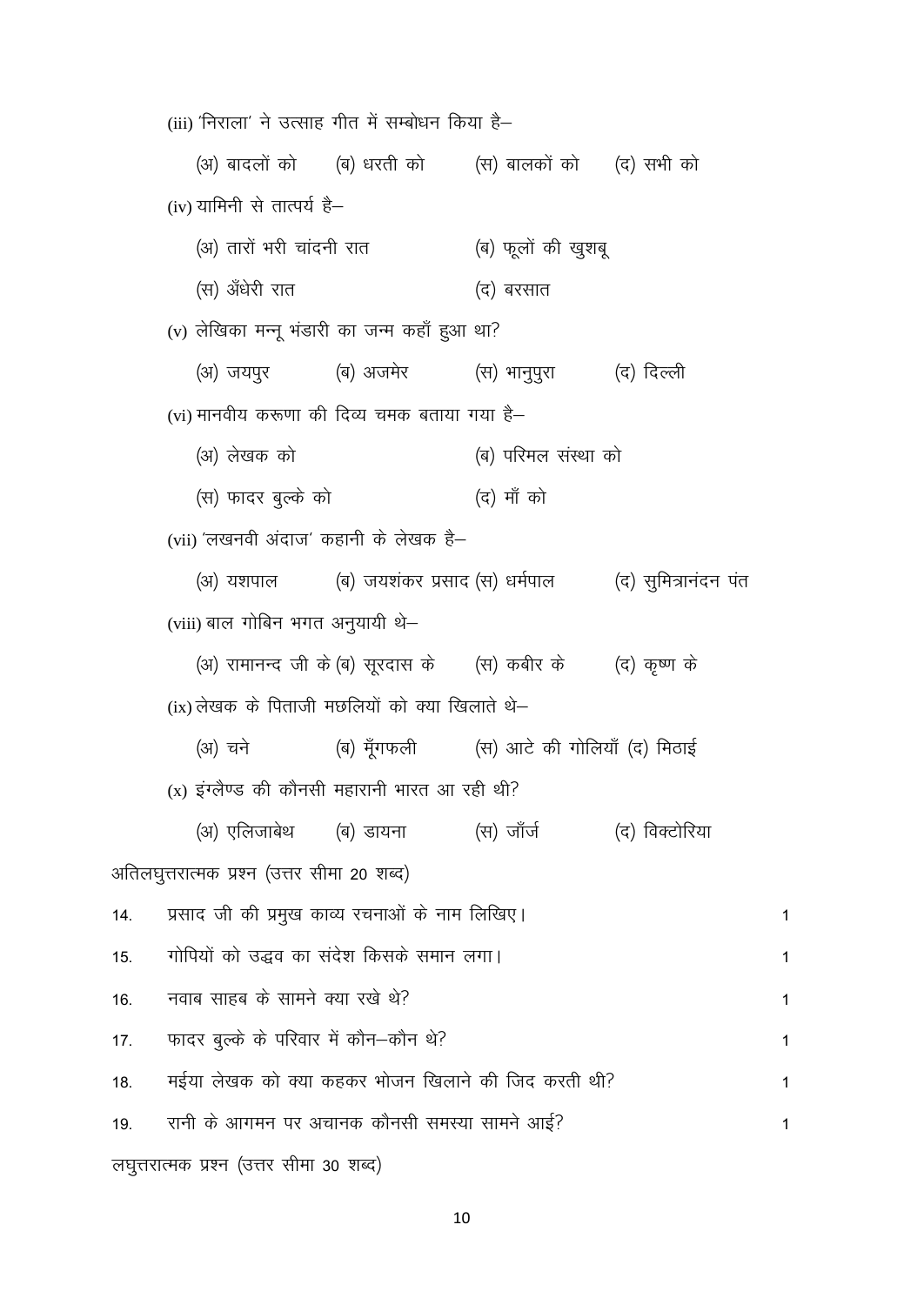(iii) 'निराला' ने उत्साह गीत में सम्बोधन किया है–

(अ) बादलों को (ब) धरती को (स) बालकों को (द) सभी को

(iv) यामिनी से तात्पर्य है–

(अ) तारों भरी चांदनी रात (ब) फूलों की खुशबू

(स) अँधेरी रात (द) बरसात

(v) लेखिका मन्नू भंडारी का जन्म कहाँ हुआ था?

(अ) जयपुर (ब) अजमेर (स) भानुपुरा (द) दिल्ली

(vi) मानवीय करूणा की दिव्य चमक बताया गया है–

(अ) लेखक को (ब) परिमल संस्था को

(स) फादर बुल्के को (द) माँ को

(vii) 'लखनवी अंदाज' कहानी के लेखक है–

(अ) यशपाल (ब) जयशंकर प्रसाद (स) धर्मपाल (द) सुमित्रानंदन पंत

(viii) बाल गोबिन भगत अनुयायी थे–

(अ) रामानन्द जी के (ब) सूरदास के (स) कबीर के (द) कृष्ण के

(ix) लेखक के पिताजी मछलियों को क्या खिलाते थे–

(अ) चने (ब) मूँगफली (स) आटे की गोलियाँ (द) मिठाई

(x) इंग्लैण्ड की कौनसी महारानी भारत आ रही थी?

(अ) एलिजाबेथ (ब) डायना (स) जाँर्ज (द) विक्टोरिया

अतिलघुत्तरात्मक प्रश्न (उत्तर सीमा 20 शब्द)

14. प्रसाद जी की प्रमुख काव्य रचनाओं के नाम लिखिए। 1

15. गोपियों को उद्धव का संदेश किसके समान लगा। 1

16. नवाब साहब के सामने क्या रखे थे? 1

17. फादर बुल्के के परिवार में कौन–कौन थे? 1

18. मईया लेखक को क्या कहकर भोजन खिलाने की जिद करती थी? 1

19. रानी के आगमन पर अचानक कौनसी समस्या सामने आई? 1

लघुत्तरात्मक प्रश्न (उत्तर सीमा 30 शब्द)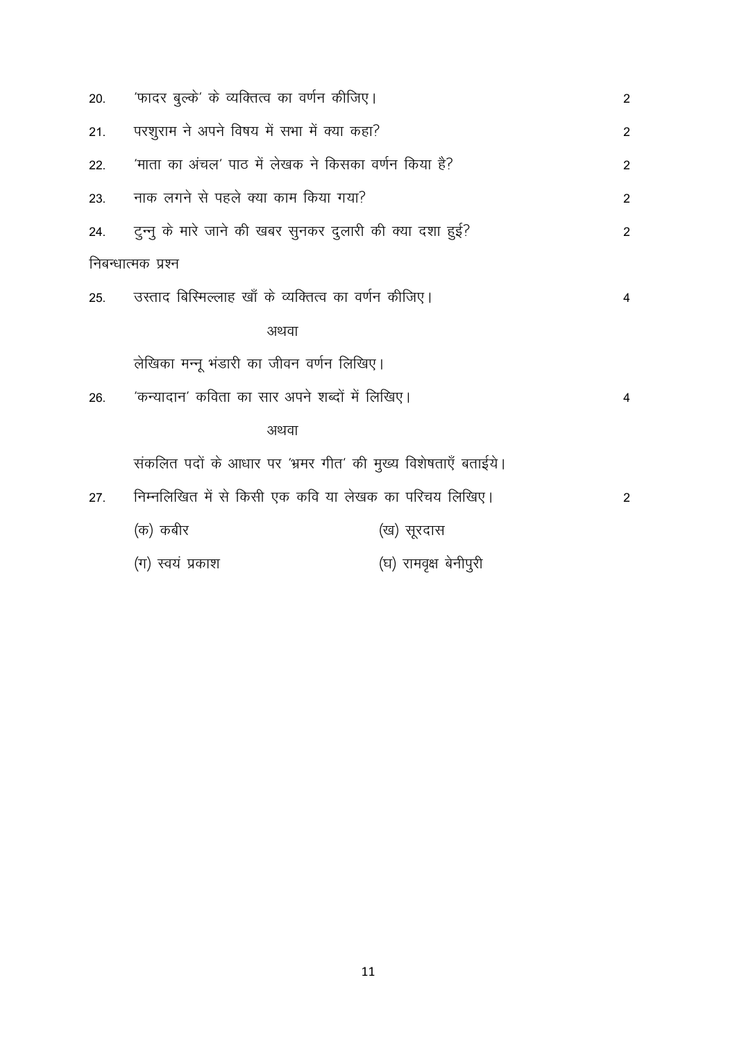20. 'फादर बुल्के' के व्यक्तित्व का वर्णन कीजिए। 2

21. परशुराम ने अपने विषय में सभा में क्या कहा? 2

22. 'माता का अंचल' पाठ में लेखक ने किसका वर्णन किया है? 2

23. नाक लगने से पहले क्या काम किया गया? 2

24. टुन्नु के मारे जाने की खबर सुनकर दुलारी की क्या दशा हुई? 2

निबन्धात्मक प्रश्न

25. उस्ताद बिस्मिल्लाह खाँ के व्यक्तित्व का वर्णन कीजिए। 4

अथवा

लेखिका मन्नू भंडारी का जीवन वर्णन लिखिए।

26. 'कन्यादान' कविता का सार अपने शब्दों में लिखिए। 4

अथवा

संकलित पदों के आधार पर 'भ्रमर गीत' की मुख्य विशेषताएँ बताईये।

27. निम्नलिखित में से किसी एक कवि या लेखक का परिचय लिखिए। 2

(क) कबीर (ख) सूरदास

(ग) स्वयं प्रकाश (घ) रामवृक्ष बेनीपुरी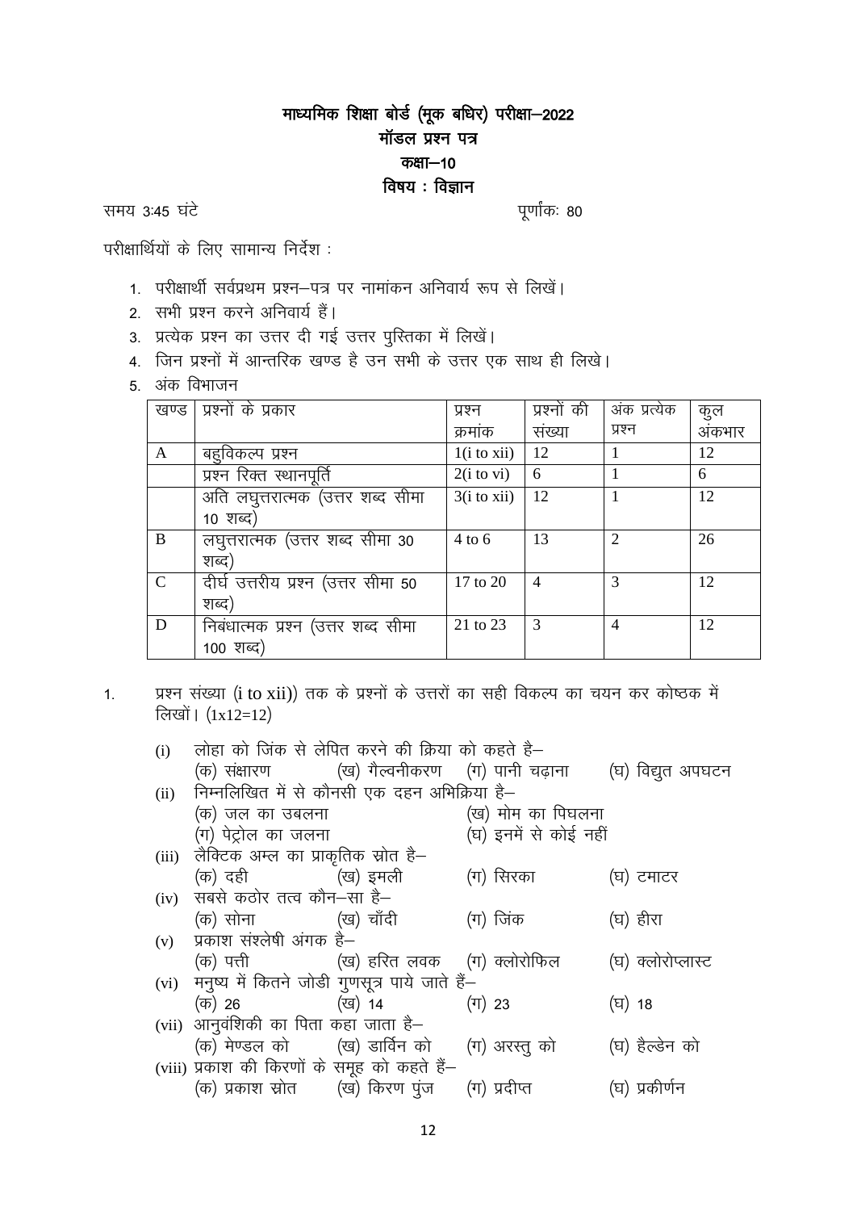# माध्यमिक शिक्षा बोर्ड (मूक बधिर) परीक्षा–2022

## मॉडल प्रश्न पत्र

## कक्षा–10

## विषय : विज्ञान

समय 3:45 घंटे पूर्णांकः 80

परीक्षार्थियों के लिए सामान्य निर्देश :

1. परीक्षार्थी सर्वप्रथम प्रश्न–पत्र पर नामांकन अनिवार्य रूप से लिखें।
2. सभी प्रश्न करने अनिवार्य हैं।
3. प्रत्येक प्रश्न का उत्तर दी गई उत्तर पुस्तिका में लिखें।
4. जिन प्रश्नों में आन्तरिक खण्ड है उन सभी के उत्तर एक साथ ही लिखे।
5. अंक विभाजन

| खण्ड | प्रश्नों के प्रकार | प्रश्न क्रमांक | प्रश्नों की संख्या | अंक प्रत्येक प्रश्न | कुल अंकभार |
|---|---|---|---|---|---|
| A | बहुविकल्प प्रश्न | 1(i to xii) | 12 | 1 | 12 |
| | प्रश्न रिक्त स्थानपूर्ति | 2(i to vi) | 6 | 1 | 6 |
| | अति लघुत्तरात्मक (उत्तर शब्द सीमा 10 शब्द) | 3(i to xii) | 12 | 1 | 12 |
| B | लघुत्तरात्मक (उत्तर शब्द सीमा 30 शब्द) | 4 to 6 | 13 | 2 | 26 |
| C | दीर्घ उत्तरीय प्रश्न (उत्तर सीमा 50 शब्द) | 17 to 20 | 4 | 3 | 12 |
| D | निबंधात्मक प्रश्न (उत्तर शब्द सीमा 100 शब्द) | 21 to 23 | 3 | 4 | 12 |

1. प्रश्न संख्या (i to xii)) तक के प्रश्नों के उत्तरों का सही विकल्प का चयन कर कोष्ठक में लिखों। (1x12=12)

(i) लोहा को जिंक से लेपित करने की क्रिया को कहते है–
(क) संक्षारण (ख) गैल्वनीकरण (ग) पानी चढ़ाना (घ) विद्युत अपघटन

(ii) निम्नलिखित में से कौनसी एक दहन अभिक्रिया है–
(क) जल का उबलना (ख) मोम का पिघलना
(ग) पेट्रोल का जलना (घ) इनमें से कोई नहीं

(iii) लैक्टिक अम्ल का प्राकृतिक स्रोत है–
(क) दही (ख) इमली (ग) सिरका (घ) टमाटर

(iv) सबसे कठोर तत्व कौन–सा है–
(क) सोना (ख) चाँदी (ग) जिंक (घ) हीरा

(v) प्रकाश संश्लेषी अंगक है–
(क) पत्ती (ख) हरित लवक (ग) क्लोरोफिल (घ) क्लोरोप्लास्ट

(vi) मनुष्य में कितने जोडी गुणसूत्र पाये जाते हैं–
(क) 26 (ख) 14 (ग) 23 (घ) 18

(vii) आनुवंशिकी का पिता कहा जाता है–
(क) मेण्डल को (ख) डार्विन को (ग) अरस्तु को (घ) हैल्डेन को

(viii) प्रकाश की किरणों के समूह को कहते हैं–
(क) प्रकाश स्रोत (ख) किरण पुंज (ग) प्रदीप्त (घ) प्रकीर्णन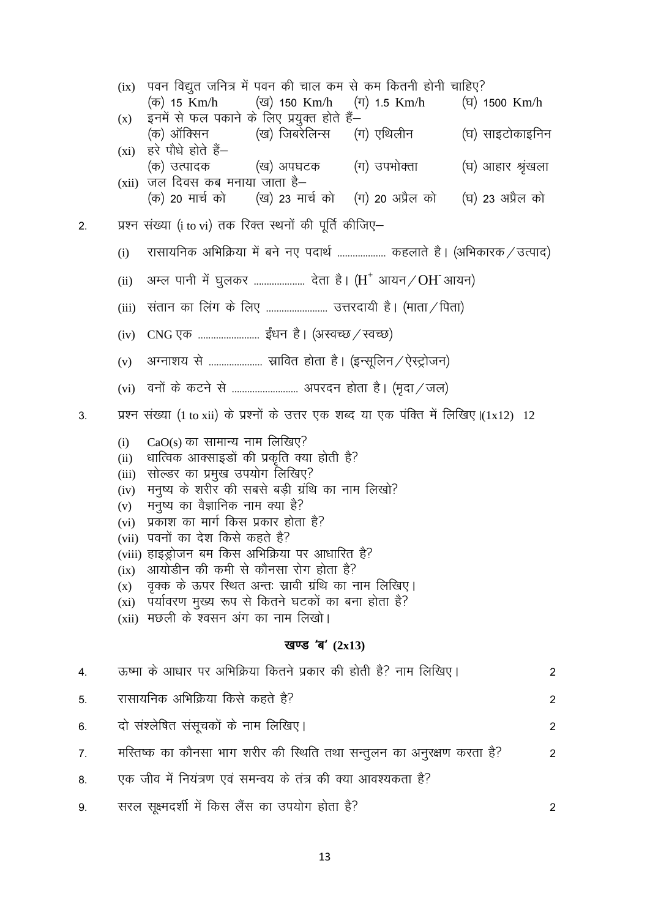(ix) पवन विद्युत जनित्र में पवन की चाल कम से कम कितनी होनी चाहिए?
(क) 15 Km/h (ख) 150 Km/h (ग) 1.5 Km/h (घ) 1500 Km/h

(x) इनमें से फल पकाने के लिए प्रयुक्त होते हैं–
(क) ऑक्सिन (ख) जिबरेलिन्स (ग) एथिलीन (घ) साइटोकाइनिन

(xi) हरे पौधे होते हैं–
(क) उत्पादक (ख) अपघटक (ग) उपभोक्ता (घ) आहार श्रृंखला

(xii) जल दिवस कब मनाया जाता है–
(क) 20 मार्च को (ख) 23 मार्च को (ग) 20 अप्रैल को (घ) 23 अप्रैल को

2. प्रश्न संख्या (i to vi) तक रिक्त स्थनों की पूर्ति कीजिए–

(i) रासायनिक अभिक्रिया में बने नए पदार्थ .................. कहलाते है। (अभिकारक / उत्पाद)

(ii) अम्ल पानी में घुलकर .................. देता है। ($H^+$ आयन / $OH^-$ आयन)

(iii) संतान का लिंग के लिए ...................... उत्तरदायी है। (माता / पिता)

(iv) CNG एक ...................... ईंधन है। (अस्वच्छ / स्वच्छ)

(v) अग्नाशय से ................... स्रावित होता है। (इन्सूलिन / ऐस्ट्रोजन)

(vi) वनों के कटने से ........................ अपरदन होता है। (मृदा / जल)

3. प्रश्न संख्या (1 to xii) के प्रश्नों के उत्तर एक शब्द या एक पंक्ति में लिखिए।(1x12) 12

(i) $CaO(s)$ का सामान्य नाम लिखिए?
(ii) धात्विक आक्साइडों की प्रकृति क्या होती है?
(iii) सोल्डर का प्रमुख उपयोग लिखिए?
(iv) मनुष्य के शरीर की सबसे बड़ी ग्रंथि का नाम लिखो?
(v) मनुष्य का वैज्ञानिक नाम क्या है?
(vi) प्रकाश का मार्ग किस प्रकार होता है?
(vii) पवनों का देश किसे कहते है?
(viii) हाइड्रोजन बम किस अभिक्रिया पर आधारित है?
(ix) आयोडीन की कमी से कौनसा रोग होता है?
(x) वृक्क के ऊपर स्थित अन्तः स्रावी ग्रंथि का नाम लिखिए।
(xi) पर्यावरण मुख्य रूप से कितने घटकों का बना होता है?
(xii) मछली के श्वसन अंग का नाम लिखो।

### खण्ड 'ब' (2x13)

4. ऊष्मा के आधार पर अभिक्रिया कितने प्रकार की होती है? नाम लिखिए। 2

5. रासायनिक अभिक्रिया किसे कहते है? 2

6. दो संश्लेषित संसूचकों के नाम लिखिए। 2

7. मस्तिष्क का कौनसा भाग शरीर की स्थिति तथा सन्तुलन का अनुरक्षण करता है? 2

8. एक जीव में नियंत्रण एवं समन्वय के तंत्र की क्या आवश्यकता है?

9. सरल सूक्ष्मदर्शी में किस लैंस का उपयोग होता है? 2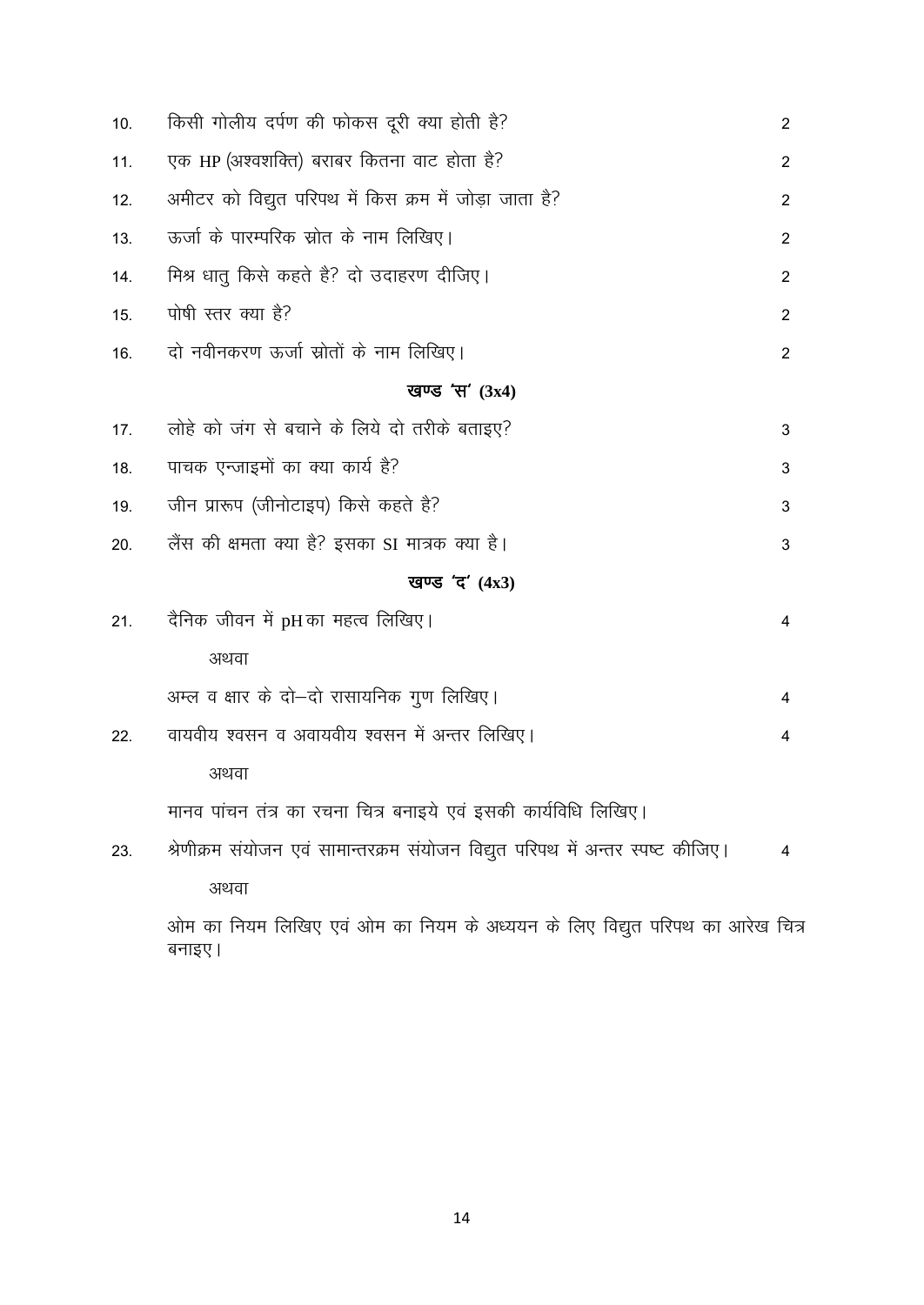10. किसी गोलीय दर्पण की फोकस दूरी क्या होती है? 2

11. एक HP (अश्वशक्ति) बराबर कितना वाट होता है? 2

12. अमीटर को विद्युत परिपथ में किस क्रम में जोड़ा जाता है? 2

13. ऊर्जा के पारम्परिक स्रोत के नाम लिखिए। 2

14. मिश्र धातु किसे कहते है? दो उदाहरण दीजिए। 2

15. पोषी स्तर क्या है? 2

16. दो नवीनकरण ऊर्जा स्रोतों के नाम लिखिए। 2

## खण्ड 'स' (3x4)

17. लोहे को जंग से बचाने के लिये दो तरीके बताइए? 3

18. पाचक एन्जाइमों का क्या कार्य है? 3

19. जीन प्रारूप (जीनोटाइप) किसे कहते है? 3

20. लैंस की क्षमता क्या है? इसका SI मात्रक क्या है। 3

## खण्ड 'द' (4x3)

21. दैनिक जीवन में pH का महत्व लिखिए। 4

    अथवा

    अम्ल व क्षार के दो–दो रासायनिक गुण लिखिए। 4

22. वायवीय श्वसन व अवायवीय श्वसन में अन्तर लिखिए। 4

    अथवा

    मानव पांचन तंत्र का रचना चित्र बनाइये एवं इसकी कार्यविधि लिखिए।

23. श्रेणीक्रम संयोजन एवं सामान्तरक्रम संयोजन विद्युत परिपथ में अन्तर स्पष्ट कीजिए। 4

    अथवा

    ओम का नियम लिखिए एवं ओम का नियम के अध्ययन के लिए विद्युत परिपथ का आरेख चित्र बनाइए।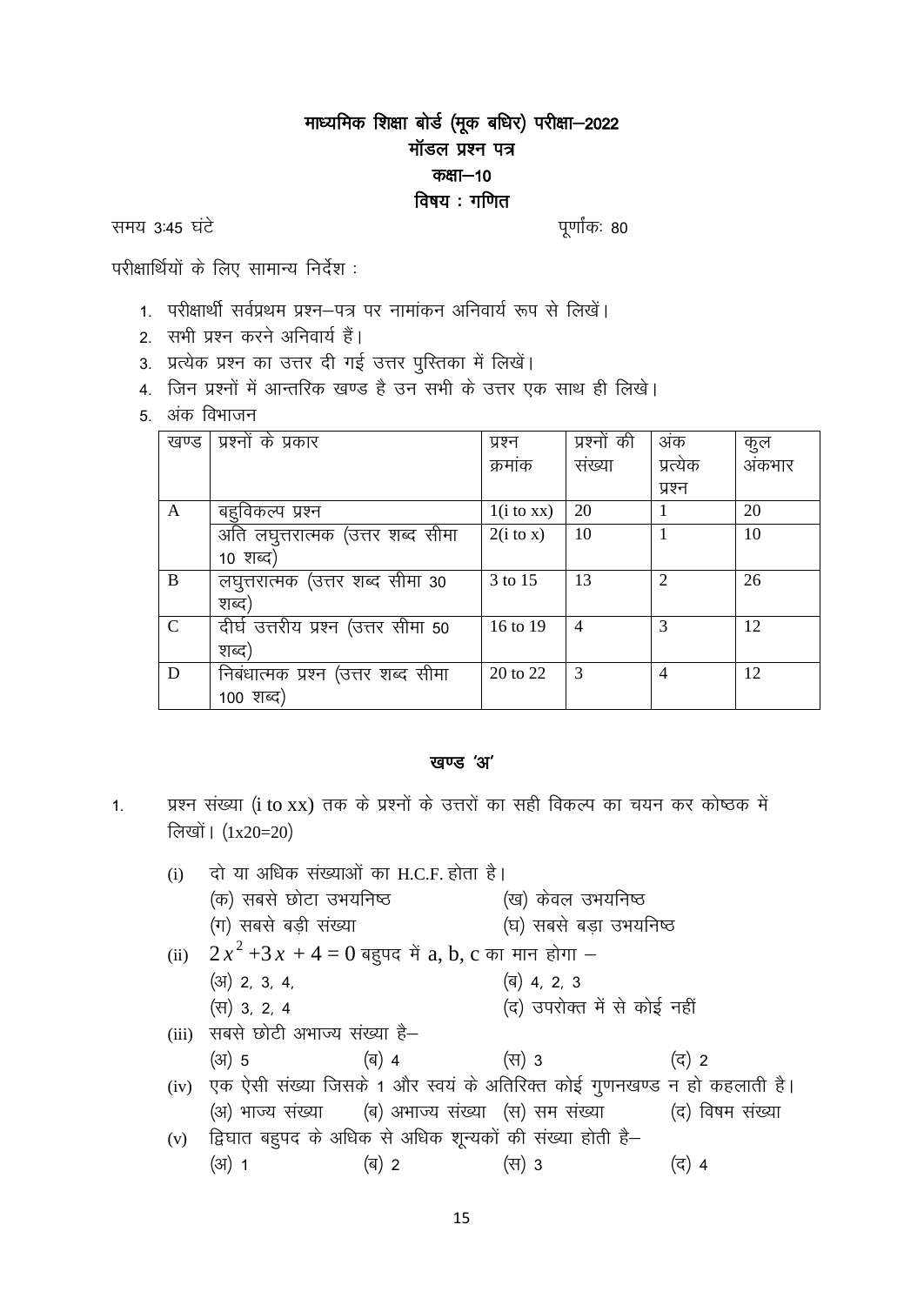## माध्यमिक शिक्षा बोर्ड (मूक बधिर) परीक्षा–2022
## मॉडल प्रश्न पत्र
## कक्षा–10
## विषय : गणित

समय 3:45 घंटे पूर्णांकः 80

परीक्षार्थियों के लिए सामान्य निर्देश :

1. परीक्षार्थी सर्वप्रथम प्रश्न–पत्र पर नामांकन अनिवार्य रूप से लिखें।
2. सभी प्रश्न करने अनिवार्य हैं।
3. प्रत्येक प्रश्न का उत्तर दी गई उत्तर पुस्तिका में लिखें।
4. जिन प्रश्नों में आन्तरिक खण्ड है उन सभी के उत्तर एक साथ ही लिखे।
5. अंक विभाजन

| खण्ड | प्रश्नों के प्रकार | प्रश्न क्रमांक | प्रश्नों की संख्या | अंक प्रत्येक प्रश्न | कुल अंकभार |
|---|---|---|---|---|---|
| A | बहुविकल्प प्रश्न | 1(i to xx) | 20 | 1 | 20 |
| | अति लघुत्तरात्मक (उत्तर शब्द सीमा 10 शब्द) | 2(i to x) | 10 | 1 | 10 |
| B | लघुत्तरात्मक (उत्तर शब्द सीमा 30 शब्द) | 3 to 15 | 13 | 2 | 26 |
| C | दीर्घ उत्तरीय प्रश्न (उत्तर सीमा 50 शब्द) | 16 to 19 | 4 | 3 | 12 |
| D | निबंधात्मक प्रश्न (उत्तर शब्द सीमा 100 शब्द) | 20 to 22 | 3 | 4 | 12 |

### खण्ड 'अ'

1. प्रश्न संख्या (i to xx) तक के प्रश्नों के उत्तरों का सही विकल्प का चयन कर कोष्ठक में लिखों। (1x20=20)

(i) दो या अधिक संख्याओं का H.C.F. होता है।
(क) सबसे छोटा उभयनिष्ठ (ख) केवल उभयनिष्ठ
(ग) सबसे बड़ी संख्या (घ) सबसे बड़ा उभयनिष्ठ

(ii) $2x^2 + 3x + 4 = 0$ बहुपद में a, b, c का मान होगा –
(अ) 2, 3, 4, (ब) 4, 2, 3
(स) 3, 2, 4 (द) उपरोक्त में से कोई नहीं

(iii) सबसे छोटी अभाज्य संख्या है–
(अ) 5 (ब) 4 (स) 3 (द) 2

(iv) एक ऐसी संख्या जिसके 1 और स्वयं के अतिरिक्त कोई गुणनखण्ड न हो कहलाती है।
(अ) भाज्य संख्या (ब) अभाज्य संख्या (स) सम संख्या (द) विषम संख्या

(v) द्विघात बहुपद के अधिक से अधिक शून्यकों की संख्या होती है–
(अ) 1 (ब) 2 (स) 3 (द) 4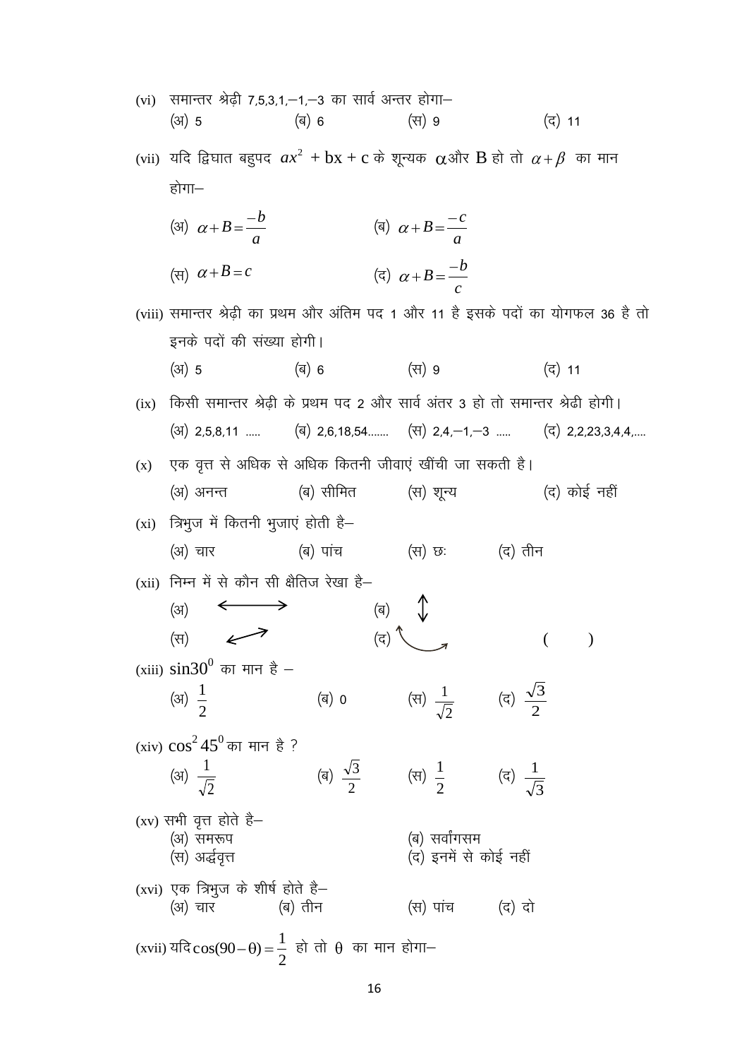(vi) समान्तर श्रेढ़ी 7,5,3,1,–1,–3 का सार्व अन्तर होगा–

(अ) 5 (ब) 6 (स) 9 (द) 11

(vii) यदि द्विघात बहुपद $ax^2 + bx + c$ के शून्यक $\alpha$ और B हो तो $\alpha + \beta$ का मान होगा–

(अ) $\alpha + B = \frac{-b}{a}$ (ब) $\alpha + B = \frac{-c}{a}$

(स) $\alpha + B = c$ (द) $\alpha + B = \frac{-b}{c}$

(viii) समान्तर श्रेढ़ी का प्रथम और अंतिम पद 1 और 11 है इसके पदों का योगफल 36 है तो इनके पदों की संख्या होगी।

(अ) 5 (ब) 6 (स) 9 (द) 11

(ix) किसी समान्तर श्रेढ़ी के प्रथम पद 2 और सार्व अंतर 3 हो तो समान्तर श्रेढी होगी।

(अ) 2,5,8,11 ..... (ब) 2,6,18,54....... (स) 2,4,–1,–3 ..... (द) 2,2,23,3,4,4,....

(x) एक वृत्त से अधिक से अधिक कितनी जीवाएं खींची जा सकती है।

(अ) अनन्त (ब) सीमित (स) शून्य (द) कोई नहीं

(xi) त्रिभुज में कितनी भुजाएं होती है–

(अ) चार (ब) पांच (स) छः (द) तीन

(xii) निम्न में से कौन सी क्षैतिज रेखा है–

(अ) ⟷ (ब) ↕

(स) ⤢ (द) ⤻ ( )

(xiii) $\sin 30^0$ का मान है –

(अ) $\frac{1}{2}$ (ब) 0 (स) $\frac{1}{\sqrt{2}}$ (द) $\frac{\sqrt{3}}{2}$

(xiv) $\cos^2 45^0$ का मान है ?

(अ) $\frac{1}{\sqrt{2}}$ (ब) $\frac{\sqrt{3}}{2}$ (स) $\frac{1}{2}$ (द) $\frac{1}{\sqrt{3}}$

(xv) सभी वृत्त होते है–

(अ) समरूप (ब) सर्वांगसम

(स) अर्द्धवृत्त (द) इनमें से कोई नहीं

(xvi) एक त्रिभुज के शीर्ष होते है–

(अ) चार (ब) तीन (स) पांच (द) दो

(xvii) यदि $\cos(90 - \theta) = \frac{1}{2}$ हो तो $\theta$ का मान होगा–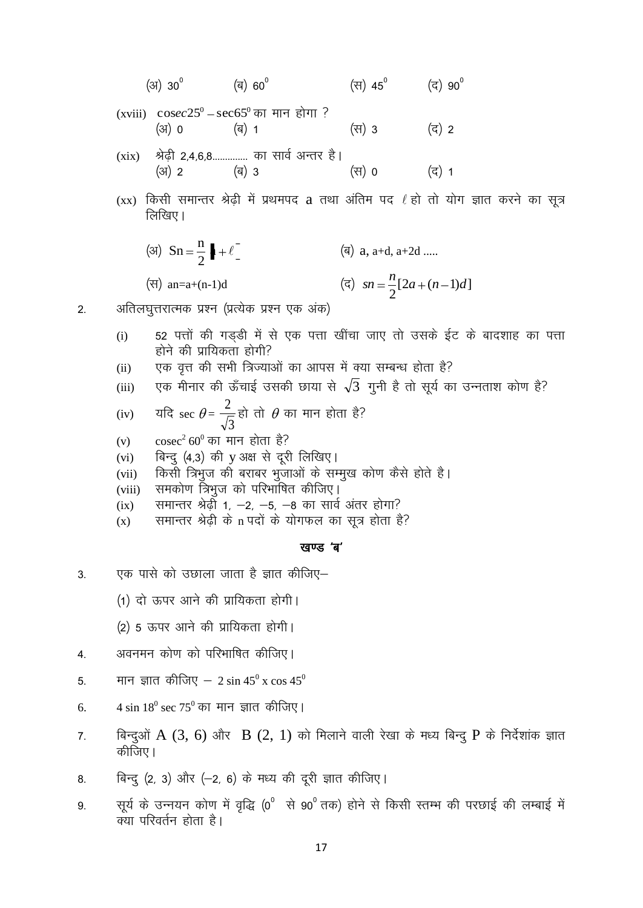(अ) $30^0$ (ब) $60^0$ (स) $45^0$ (द) $90^0$

(xviii) $\operatorname{cosec}25^0 - \sec65^0$ का मान होगा ?

(अ) 0 (ब) 1 (स) 3 (द) 2

(xix) श्रेढ़ी 2,4,6,8.............. का सार्व अन्तर है।

(अ) 2 (ब) 3 (स) 0 (द) 1

(xx) किसी समान्तर श्रेढ़ी में प्रथमपद a तथा अंतिम पद $\ell$ हो तो योग ज्ञात करने का सूत्र लिखिए।

(अ) $Sn = \frac{n}{2}[a + \ell]$ (ब) a, a+d, a+2d .....

(स) an=a+(n-1)d (द) $sn = \frac{n}{2}[2a + (n-1)d]$

2. अतिलघुत्तरात्मक प्रश्न (प्रत्येक प्रश्न एक अंक)

(i) 52 पत्तों की गड्डी में से एक पत्ता खींचा जाए तो उसके ईट के बादशाह का पत्ता होने की प्रायिकता होगी?

(ii) एक वृत्त की सभी त्रिज्याओं का आपस में क्या सम्बन्ध होता है?

(iii) एक मीनार की ऊँचाई उसकी छाया से $\sqrt{3}$ गुनी है तो सूर्य का उन्नताश कोण है?

(iv) यदि $\sec\theta = \frac{2}{\sqrt{3}}$ हो तो $\theta$ का मान होता है?

(v) $\operatorname{cosec}^2 60^0$ का मान होता है?

(vi) बिन्दु (4,3) की y अक्ष से दूरी लिखिए।

(vii) किसी त्रिभुज की बराबर भुजाओं के सम्मुख कोण कैसे होते है।

(viii) समकोण त्रिभुज को परिभाषित कीजिए।

(ix) समान्तर श्रेढ़ी 1, −2, −5, −8 का सार्व अंतर होगा?

(x) समान्तर श्रेढ़ी के n पदों के योगफल का सूत्र होता है?

## खण्ड 'ब'

3. एक पासे को उछाला जाता है ज्ञात कीजिए–

(1) दो ऊपर आने की प्रायिकता होगी।

(2) 5 ऊपर आने की प्रायिकता होगी।

4. अवनमन कोण को परिभाषित कीजिए।

5. मान ज्ञात कीजिए – $2\sin 45^0 \times \cos 45^0$

6. $4\sin 18^0 \sec 75^0$ का मान ज्ञात कीजिए।

7. बिन्दुओं A (3, 6) और B (2, 1) को मिलाने वाली रेखा के मध्य बिन्दु P के निर्देशांक ज्ञात कीजिए।

8. बिन्दु (2, 3) और (−2, 6) के मध्य की दूरी ज्ञात कीजिए।

9. सूर्य के उन्नयन कोण में वृद्धि ($0^0$ से $90^0$ तक) होने से किसी स्तम्भ की परछाई की लम्बाई में क्या परिवर्तन होता है।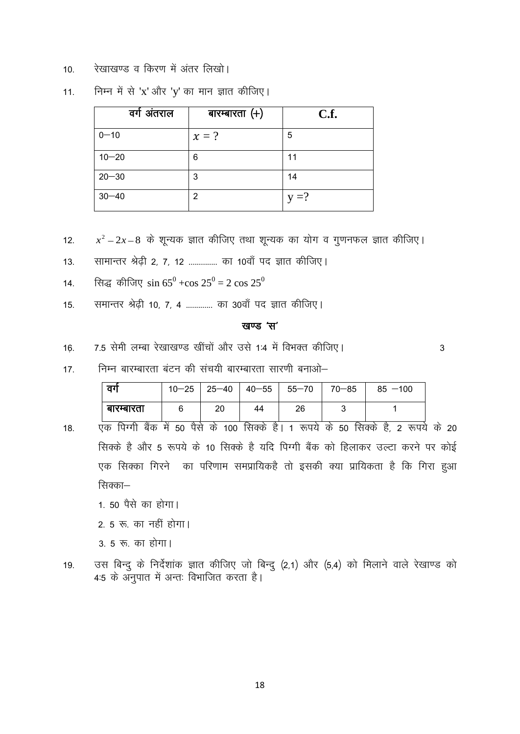10. रेखाखण्ड व किरण में अंतर लिखो।

11. निम्न में से 'x' और 'y' का मान ज्ञात कीजिए।

| वर्ग अंतराल | बारम्बारता (+) | C.f. |
|---|---|---|
| 0—10 | $x = ?$ | 5 |
| 10—20 | 6 | 11 |
| 20—30 | 3 | 14 |
| 30—40 | 2 | y =? |

12. $x^2 - 2x - 8$ के शून्यक ज्ञात कीजिए तथा शून्यक का योग व गुणनफल ज्ञात कीजिए।

13. सामान्तर श्रेढ़ी 2, 7, 12 ............. का 10वाँ पद ज्ञात कीजिए।

14. सिद्ध कीजिए $\sin 65^0 + \cos 25^0 = 2 \cos 25^0$

15. समान्तर श्रेढ़ी 10, 7, 4 ............ का 30वाँ पद ज्ञात कीजिए।

## खण्ड 'स'

16. 7.5 सेमी लम्बा रेखाखण्ड खींचों और उसे 1:4 में विभक्त कीजिए। 3

17. निम्न बारम्बारता बंटन की संचयी बारम्बारता सारणी बनाओ–

| वर्ग | 10—25 | 25—40 | 40—55 | 55—70 | 70—85 | 85 —100 |
|---|---|---|---|---|---|---|
| बारम्बारता | 6 | 20 | 44 | 26 | 3 | 1 |

18. एक पिग्गी बैंक में 50 पैसे के 100 सिक्के है। 1 रूपये के 50 सिक्के है, 2 रूपये के 20 सिक्के है और 5 रूपये के 10 सिक्के है यदि पिग्गी बैंक को हिलाकर उल्टा करने पर कोई एक सिक्का गिरने का परिणाम समप्रायिकहै तो इसकी क्या प्रायिकता है कि गिरा हुआ सिक्का–

    1. 50 पैसे का होगा।
    2. 5 रू. का नहीं होगा।
    3. 5 रू. का होगा।

19. उस बिन्दु के निर्देशांक ज्ञात कीजिए जो बिन्दु (2,1) और (5,4) को मिलाने वाले रेखाण्ड को 4:5 के अनुपात में अन्तः विभाजित करता है।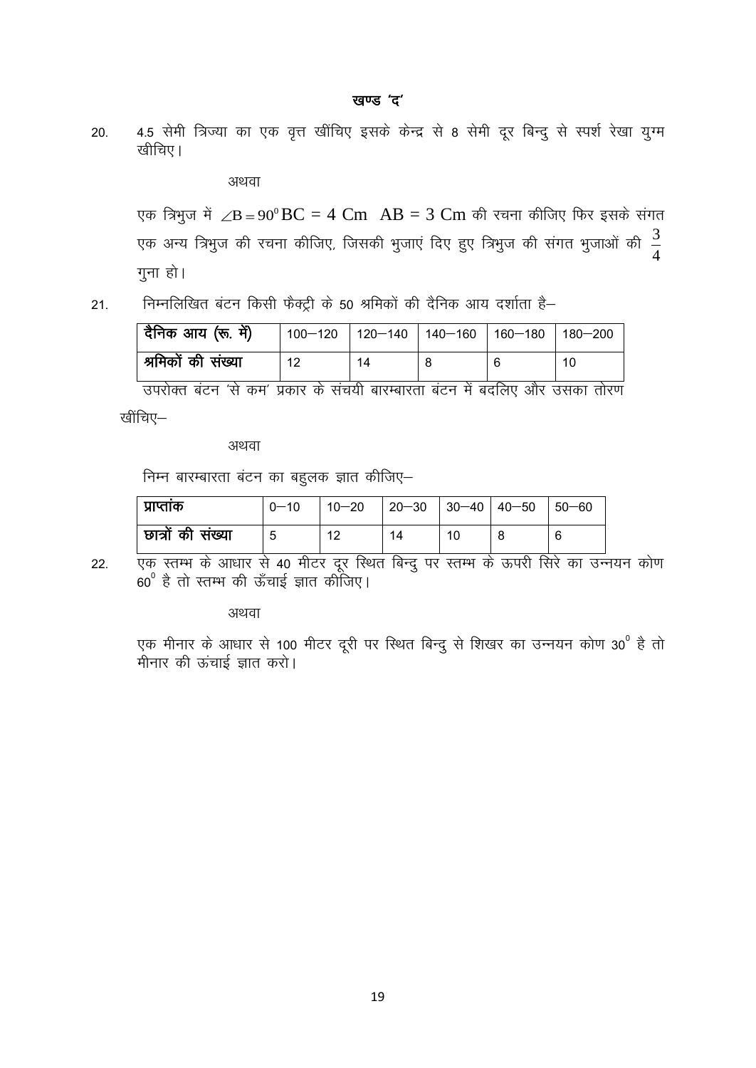## खण्ड 'द'

20. 4.5 सेमी त्रिज्या का एक वृत्त खींचिए इसके केन्द्र से 8 सेमी दूर बिन्दु से स्पर्श रेखा युग्म खीचिए।

अथवा

एक त्रिभुज में $\angle B = 90^0$ $BC = 4$ Cm $AB = 3$ Cm की रचना कीजिए फिर इसके संगत एक अन्य त्रिभुज की रचना कीजिए, जिसकी भुजाएं दिए हुए त्रिभुज की संगत भुजाओं की $\frac{3}{4}$ गुना हो।

21. निम्नलिखित बंटन किसी फैक्ट्री के 50 श्रमिकों की दैनिक आय दर्शाता है–

| दैनिक आय (रू. में) | 100–120 | 120–140 | 140–160 | 160–180 | 180–200 |
|---|---|---|---|---|---|
| श्रमिकों की संख्या | 12 | 14 | 8 | 6 | 10 |

उपरोक्त बंटन 'से कम' प्रकार के संचयी बारम्बारता बंटन में बदलिए और उसका तोरण खींचिए–

अथवा

निम्न बारम्बारता बंटन का बहुलक ज्ञात कीजिए–

| प्राप्तांक | 0–10 | 10–20 | 20–30 | 30–40 | 40–50 | 50–60 |
|---|---|---|---|---|---|---|
| छात्रों की संख्या | 5 | 12 | 14 | 10 | 8 | 6 |

22. एक स्तम्भ के आधार से 40 मीटर दूर स्थित बिन्दु पर स्तम्भ के ऊपरी सिरे का उन्नयन कोण $60^0$ है तो स्तम्भ की ऊँचाई ज्ञात कीजिए।

अथवा

एक मीनार के आधार से 100 मीटर दूरी पर स्थित बिन्दु से शिखर का उन्नयन कोण $30^0$ है तो मीनार की ऊंचाई ज्ञात करो।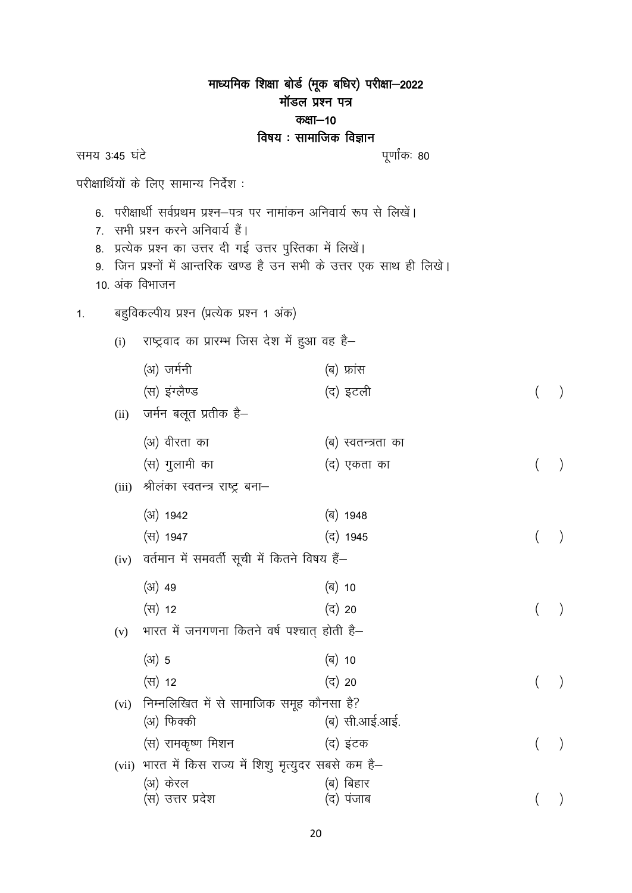# माध्यमिक शिक्षा बोर्ड (मूक बधिर) परीक्षा–2022

## मॉडल प्रश्न पत्र

## कक्षा–10

## विषय : सामाजिक विज्ञान

समय 3:45 घंटे | पूर्णांकः 80

परीक्षार्थियों के लिए सामान्य निर्देश :

6. परीक्षार्थी सर्वप्रथम प्रश्न–पत्र पर नामांकन अनिवार्य रूप से लिखें।
7. सभी प्रश्न करने अनिवार्य हैं।
8. प्रत्येक प्रश्न का उत्तर दी गई उत्तर पुस्तिका में लिखें।
9. जिन प्रश्नों में आन्तरिक खण्ड है उन सभी के उत्तर एक साथ ही लिखे।
10. अंक विभाजन

1. बहुविकल्पीय प्रश्न (प्रत्येक प्रश्न 1 अंक)

   (i) राष्ट्रवाद का प्रारम्भ जिस देश में हुआ वह है–

   (अ) जर्मनी (ब) फ्रांस
   (स) इंग्लैण्ड (द) इटली ( )

   (ii) जर्मन बलूत प्रतीक है–

   (अ) वीरता का (ब) स्वतन्त्रता का
   (स) गुलामी का (द) एकता का ( )

   (iii) श्रीलंका स्वतन्त्र राष्ट्र बना–

   (अ) 1942 (ब) 1948
   (स) 1947 (द) 1945 ( )

   (iv) वर्तमान में समवर्ती सूची में कितने विषय हैं–

   (अ) 49 (ब) 10
   (स) 12 (द) 20 ( )

   (v) भारत में जनगणना कितने वर्ष पश्चात् होती है–

   (अ) 5 (ब) 10
   (स) 12 (द) 20 ( )

   (vi) निम्नलिखित में से सामाजिक समूह कौनसा है?

   (अ) फिक्की (ब) सी.आई.आई.
   (स) रामकृष्ण मिशन (द) इंटक ( )

   (vii) भारत में किस राज्य में शिशु मृत्युदर सबसे कम है–

   (अ) केरल (ब) बिहार
   (स) उत्तर प्रदेश (द) पंजाब ( )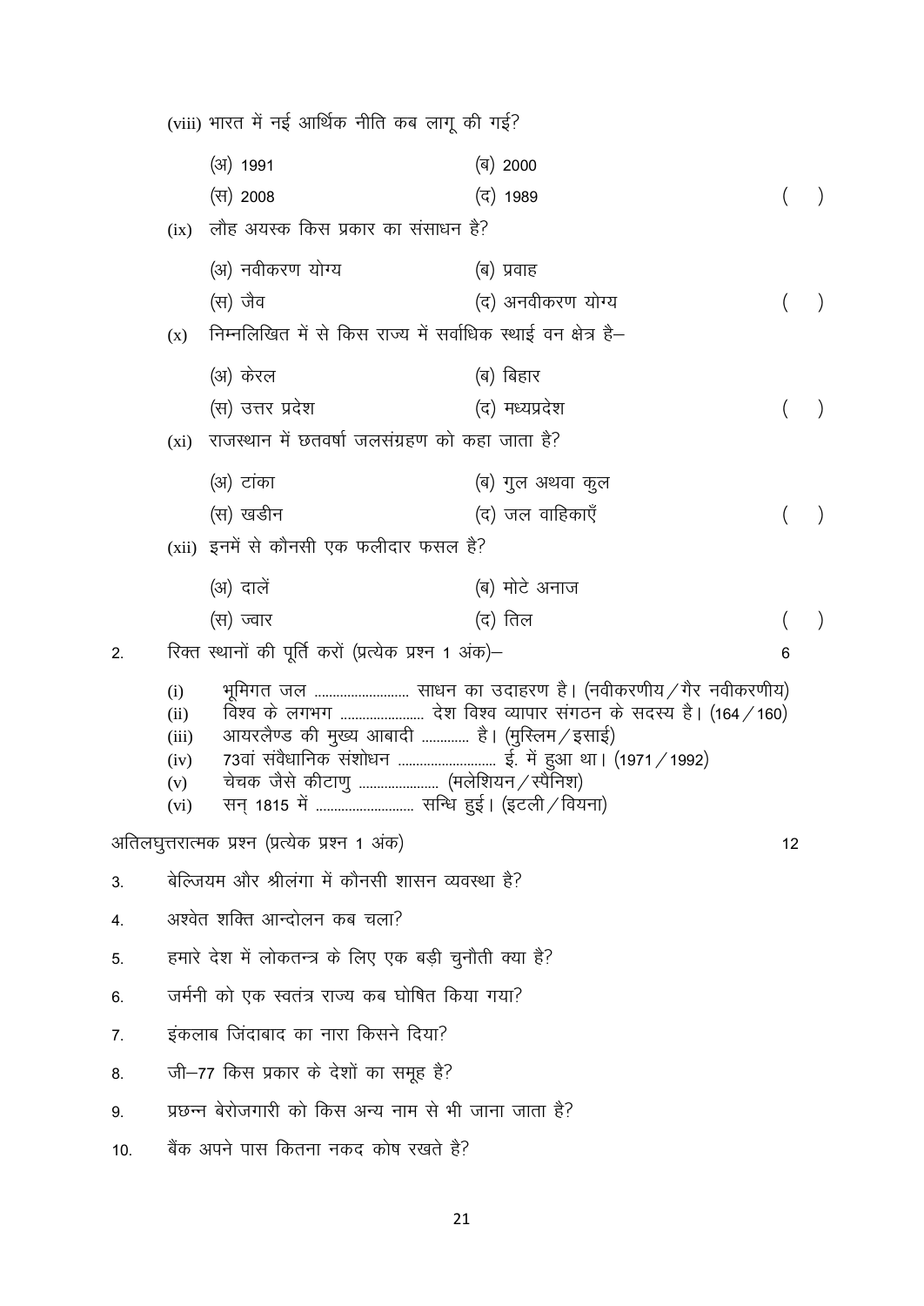(viii) भारत में नई आर्थिक नीति कब लागू की गई?

(अ) 1991 (ब) 2000
(स) 2008 (द) 1989 ( )

(ix) लौह अयस्क किस प्रकार का संसाधन है?

(अ) नवीकरण योग्य (ब) प्रवाह
(स) जैव (द) अनवीकरण योग्य ( )

(x) निम्नलिखित में से किस राज्य में सर्वाधिक स्थाई वन क्षेत्र है–

(अ) केरल (ब) बिहार
(स) उत्तर प्रदेश (द) मध्यप्रदेश ( )

(xi) राजस्थान में छतवर्षा जलसंग्रहण को कहा जाता है?

(अ) टांका (ब) गुल अथवा कुल
(स) खडीन (द) जल वाहिकाएँ ( )

(xii) इनमें से कौनसी एक फलीदार फसल है?

(अ) दालें (ब) मोटे अनाज
(स) ज्वार (द) तिल ( )

2. रिक्त स्थानों की पूर्ति करों (प्रत्येक प्रश्न 1 अंक)– 6

(i) भूमिगत जल ........................ साधन का उदाहरण है। (नवीकरणीय / गैर नवीकरणीय)
(ii) विश्व के लगभग ...................... देश विश्व व्यापार संगठन के सदस्य है। (164 / 160)
(iii) आयरलैण्ड की मुख्य आबादी ............ है। (मुस्लिम / इसाई)
(iv) 73वां संवैधानिक संशोधन .......................... ई. में हुआ था। (1971 / 1992)
(v) चेचक जैसे कीटाणु ..................... (मलेशियन / स्पैनिश)
(vi) सन् 1815 में .......................... सन्धि हुई। (इटली / वियना)

अतिलघुत्तरात्मक प्रश्न (प्रत्येक प्रश्न 1 अंक) 12

3. बेल्जियम और श्रीलंगा में कौनसी शासन व्यवस्था है?

4. अश्वेत शक्ति आन्दोलन कब चला?

5. हमारे देश में लोकतन्त्र के लिए एक बड़ी चुनौती क्या है?

6. जर्मनी को एक स्वतंत्र राज्य कब घोषित किया गया?

7. इंकलाब जिंदाबाद का नारा किसने दिया?

8. जी–77 किस प्रकार के देशों का समूह है?

9. प्रछन्न बेरोजगारी को किस अन्य नाम से भी जाना जाता है?

10. बैंक अपने पास कितना नकद कोष रखते है?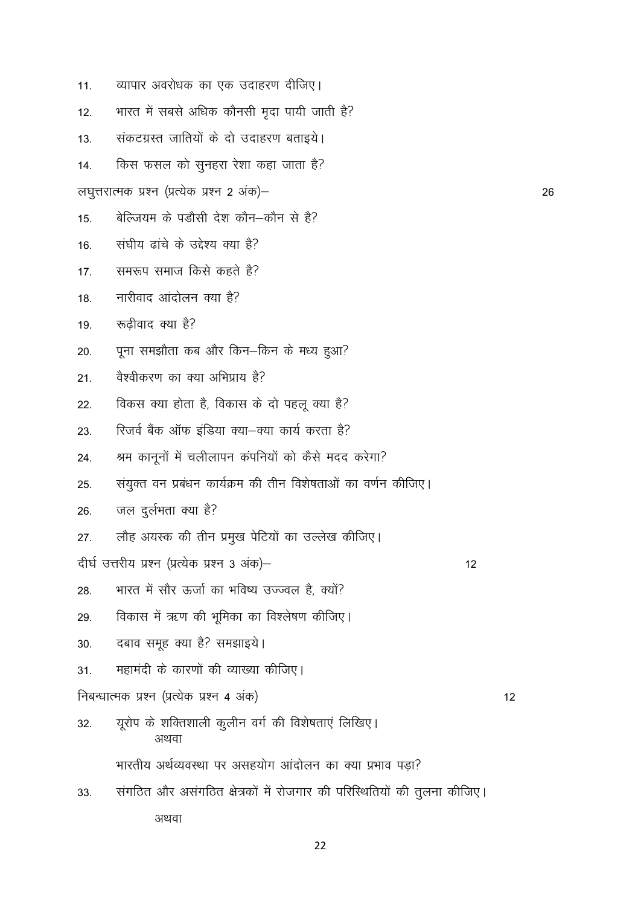11. व्यापार अवरोधक का एक उदाहरण दीजिए।
12. भारत में सबसे अधिक कौनसी मृदा पायी जाती है?
13. संकटग्रस्त जातियों के दो उदाहरण बताइये।
14. किस फसल को सुनहरा रेशा कहा जाता है?

लघुत्तरात्मक प्रश्न (प्रत्येक प्रश्न 2 अंक)– 26

15. बेल्जियम के पडौसी देश कौन–कौन से है?
16. संघीय ढांचे के उद्देश्य क्या है?
17. समरूप समाज किसे कहते है?
18. नारीवाद आंदोलन क्या है?
19. रूढ़ीवाद क्या है?
20. पूना समझौता कब और किन–किन के मध्य हुआ?
21. वैश्वीकरण का क्या अभिप्राय है?
22. विकस क्या होता है, विकास के दो पहलू क्या है?
23. रिजर्व बैंक ऑफ इंडिया क्या–क्या कार्य करता है?
24. श्रम कानूनों में चलीलापन कंपनियों को कैसे मदद करेगा?
25. संयुक्त वन प्रबंधन कार्यक्रम की तीन विशेषताओं का वर्णन कीजिए।
26. जल दुर्लभता क्या है?
27. लौह अयस्क की तीन प्रमुख पेटियों का उल्लेख कीजिए।

दीर्घ उत्तरीय प्रश्न (प्रत्येक प्रश्न 3 अंक)– 12

28. भारत में सौर ऊर्जा का भविष्य उज्ज्वल है, क्यों?
29. विकास में ऋण की भूमिका का विश्लेषण कीजिए।
30. दबाव समूह क्या है? समझाइये।
31. महामंदी के कारणों की व्याख्या कीजिए।

निबन्धात्मक प्रश्न (प्रत्येक प्रश्न 4 अंक) 12

32. यूरोप के शक्तिशाली कुलीन वर्ग की विशेषताएं लिखिए।

    अथवा

    भारतीय अर्थव्यवस्था पर असहयोग आंदोलन का क्या प्रभाव पड़ा?

33. संगठित और असंगठित क्षेत्रकों में रोजगार की परिस्थितियों की तुलना कीजिए।

    अथवा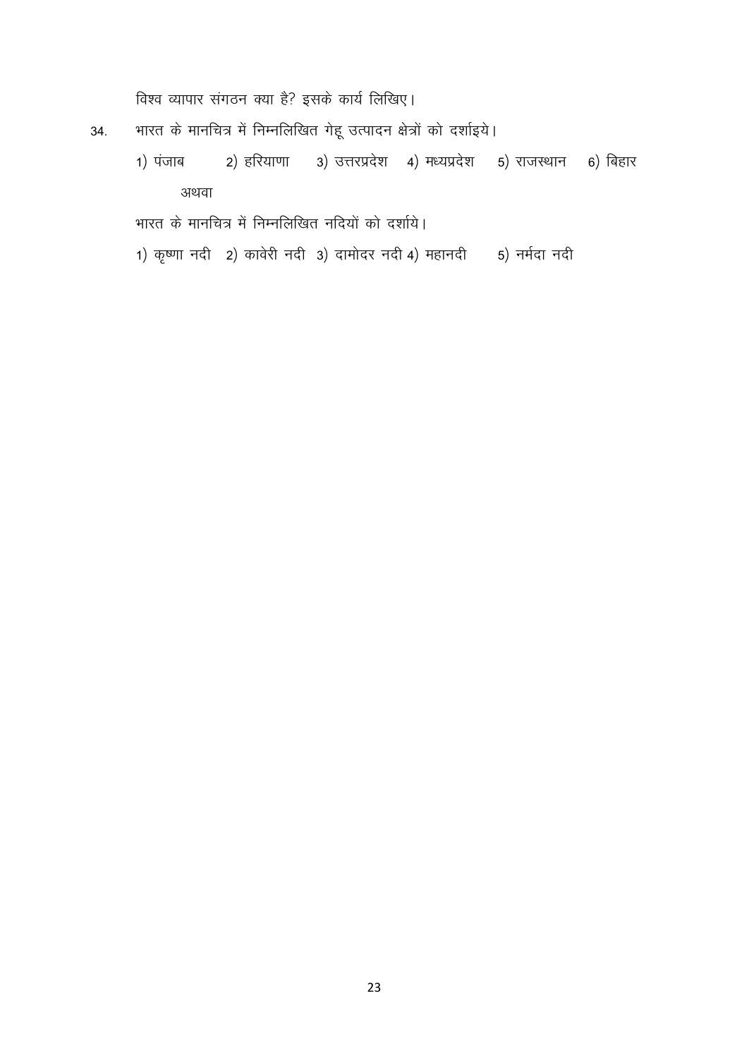विश्व व्यापार संगठन क्या है? इसके कार्य लिखिए।

34. भारत के मानचित्र में निम्नलिखित गेहू उत्पादन क्षेत्रों को दर्शाइये।

1) पंजाब 2) हरियाणा 3) उत्तरप्रदेश 4) मध्यप्रदेश 5) राजस्थान 6) बिहार

अथवा

भारत के मानचित्र में निम्नलिखित नदियों को दर्शाये।

1) कृष्णा नदी 2) कावेरी नदी 3) दामोदर नदी 4) महानदी 5) नर्मदा नदी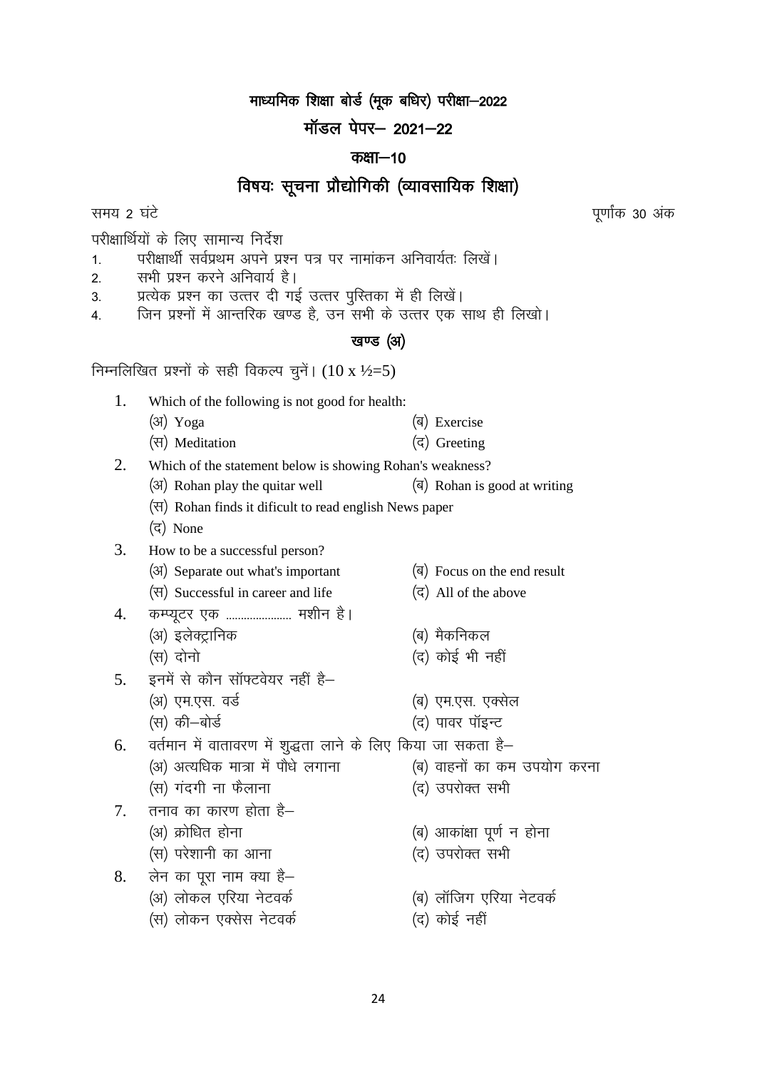# माध्यमिक शिक्षा बोर्ड (मूक बधिर) परीक्षा–2022

## मॉडल पेपर– 2021–22

## कक्षा–10

## विषयः सूचना प्रौद्योगिकी (व्यावसायिक शिक्षा)

समय 2 घंटे पूर्णांक 30 अंक

परीक्षार्थियों के लिए सामान्य निर्देश

1. परीक्षार्थी सर्वप्रथम अपने प्रश्न पत्र पर नामांकन अनिवार्यतः लिखें।
2. सभी प्रश्न करने अनिवार्य है।
3. प्रत्येक प्रश्न का उत्तर दी गई उत्तर पुस्तिका में ही लिखें।
4. जिन प्रश्नों में आन्तरिक खण्ड है, उन सभी के उत्तर एक साथ ही लिखो।

### खण्ड (अ)

निम्नलिखित प्रश्नों के सही विकल्प चुनें। (10 x ½=5)

1. Which of the following is not good for health:
   (अ) Yoga (ब) Exercise
   (स) Meditation (द) Greeting

2. Which of the statement below is showing Rohan's weakness?
   (अ) Rohan play the quitar well (ब) Rohan is good at writing
   (स) Rohan finds it dificult to read english News paper
   (द) None

3. How to be a successful person?
   (अ) Separate out what's important (ब) Focus on the end result
   (स) Successful in career and life (द) All of the above

4. कम्प्यूटर एक ..................... मशीन है।
   (अ) इलेक्ट्रानिक (ब) मैकनिकल
   (स) दोनो (द) कोई भी नहीं

5. इनमें से कौन सॉफ्टवेयर नहीं है–
   (अ) एम.एस. वर्ड (ब) एम.एस. एक्सेल
   (स) की–बोर्ड (द) पावर पॉइन्ट

6. वर्तमान में वातावरण में शुद्धता लाने के लिए किया जा सकता है–
   (अ) अत्यधिक मात्रा में पौधे लगाना (ब) वाहनों का कम उपयोग करना
   (स) गंदगी ना फैलाना (द) उपरोक्त सभी

7. तनाव का कारण होता है–
   (अ) क्रोधित होना (ब) आकांक्षा पूर्ण न होना
   (स) परेशानी का आना (द) उपरोक्त सभी

8. लेन का पूरा नाम क्या है–
   (अ) लोकल एरिया नेटवर्क (ब) लॉजिग एरिया नेटवर्क
   (स) लोकन एक्सेस नेटवर्क (द) कोई नहीं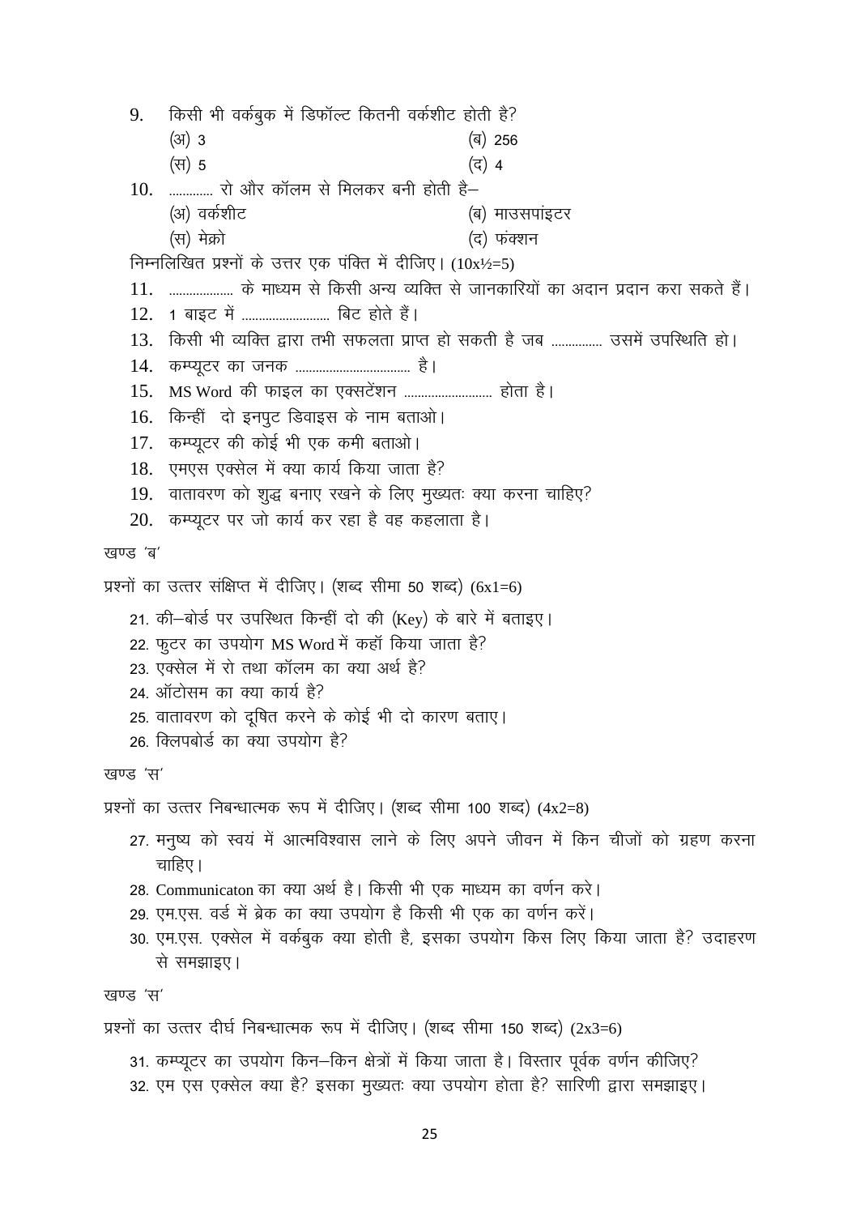9. किसी भी वर्कबुक में डिफॉल्ट कितनी वर्कशीट होती है?
   (अ) 3 (ब) 256
   (स) 5 (द) 4
10. ............ रो और कॉलम से मिलकर बनी होती है–
   (अ) वर्कशीट (ब) माउसपांइटर
   (स) मेक्रो (द) फंक्शन

निम्नलिखित प्रश्नों के उत्तर एक पंक्ति में दीजिए। (10x½=5)

11. .................. के माध्यम से किसी अन्य व्यक्ति से जानकारियों का अदान प्रदान करा सकते हैं।
12. 1 बाइट में ......................... बिट होते हैं।
13. किसी भी व्यक्ति द्वारा तभी सफलता प्राप्त हो सकती है जब .............. उसमें उपस्थिति हो।
14. कम्प्यूटर का जनक ................................ है।
15. MS Word की फाइल का एक्सटेंशन ......................... होता है।
16. किन्हीं दो इनपुट डिवाइस के नाम बताओ।
17. कम्प्यूटर की कोई भी एक कमी बताओ।
18. एमएस एक्सेल में क्या कार्य किया जाता है?
19. वातावरण को शुद्ध बनाए रखने के लिए मुख्यतः क्या करना चाहिए?
20. कम्प्यूटर पर जो कार्य कर रहा है वह कहलाता है।

## खण्ड 'ब'

प्रश्नों का उत्तर संक्षिप्त में दीजिए। (शब्द सीमा 50 शब्द) (6x1=6)

21. की–बोर्ड पर उपस्थित किन्हीं दो की (Key) के बारे में बताइए।
22. फुटर का उपयोग MS Word में कहाँ किया जाता है?
23. एक्सेल में रो तथा कॉलम का क्या अर्थ है?
24. ऑटोसम का क्या कार्य है?
25. वातावरण को दूषित करने के कोई भी दो कारण बताए।
26. क्लिपबोर्ड का क्या उपयोग है?

## खण्ड 'स'

प्रश्नों का उत्तर निबन्धात्मक रूप में दीजिए। (शब्द सीमा 100 शब्द) (4x2=8)

27. मनुष्य को स्वयं में आत्मविश्वास लाने के लिए अपने जीवन में किन चीजों को ग्रहण करना चाहिए।
28. Communicaton का क्या अर्थ है। किसी भी एक माध्यम का वर्णन करे।
29. एम.एस. वर्ड में ब्रेक का क्या उपयोग है किसी भी एक का वर्णन करें।
30. एम.एस. एक्सेल में वर्कबुक क्या होती है, इसका उपयोग किस लिए किया जाता है? उदाहरण से समझाइए।

## खण्ड 'स'

प्रश्नों का उत्तर दीर्घ निबन्धात्मक रूप में दीजिए। (शब्द सीमा 150 शब्द) (2x3=6)

31. कम्प्यूटर का उपयोग किन–किन क्षेत्रों में किया जाता है। विस्तार पूर्वक वर्णन कीजिए?
32. एम एस एक्सेल क्या है? इसका मुख्यतः क्या उपयोग होता है? सारिणी द्वारा समझाइए।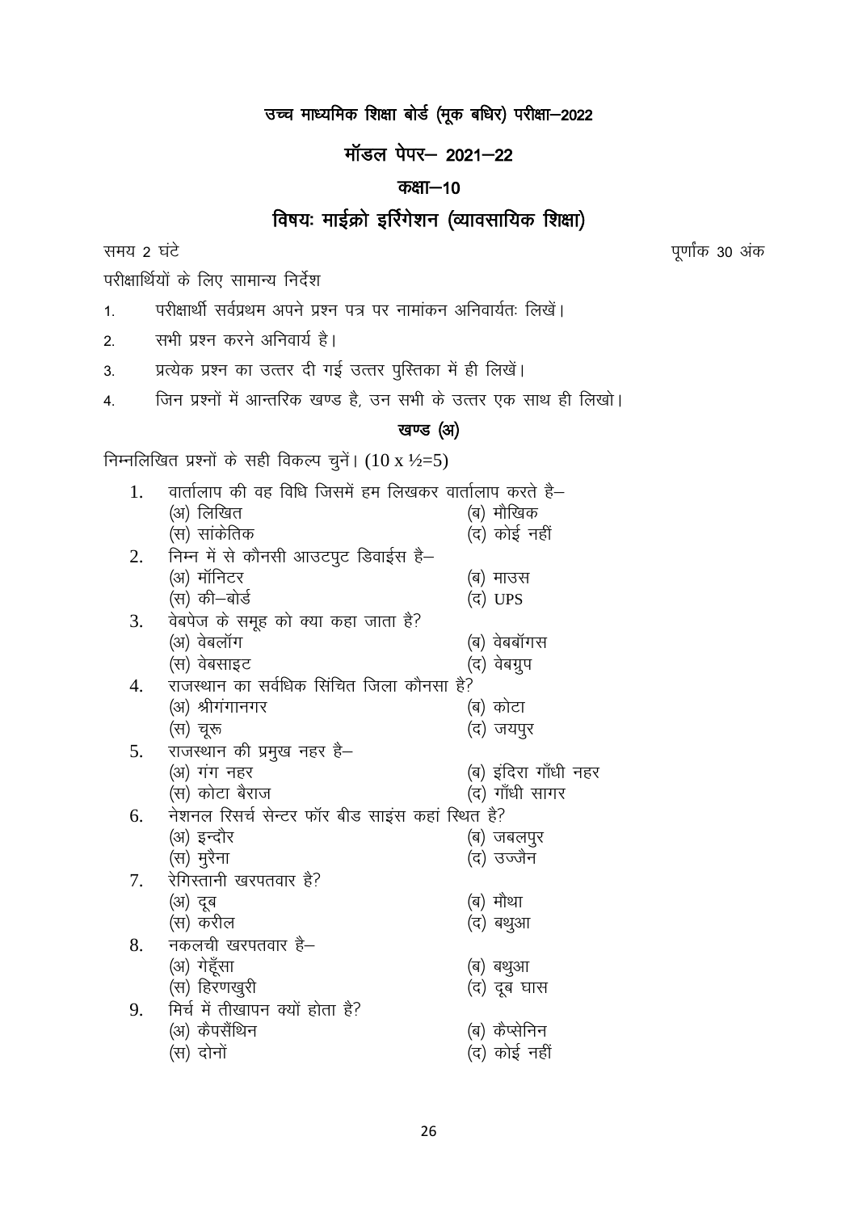# उच्च माध्यमिक शिक्षा बोर्ड (मूक बधिर) परीक्षा–2022

## मॉडल पेपर– 2021–22

## कक्षा–10

## विषयः माईक्रो इर्रिगेशन (व्यावसायिक शिक्षा)

समय 2 घंटे　　　　　　　　　　　　　　　　　　　　　　　　　　　　पूर्णांक 30 अंक

परीक्षार्थियों के लिए सामान्य निर्देश

1. परीक्षार्थी सर्वप्रथम अपने प्रश्न पत्र पर नामांकन अनिवार्यतः लिखें।
2. सभी प्रश्न करने अनिवार्य है।
3. प्रत्येक प्रश्न का उत्तर दी गई उत्तर पुस्तिका में ही लिखें।
4. जिन प्रश्नों में आन्तरिक खण्ड है, उन सभी के उत्तर एक साथ ही लिखो।

### खण्ड (अ)

निम्नलिखित प्रश्नों के सही विकल्प चुनें। (10 x ½=5)

1. वार्तालाप की वह विधि जिसमें हम लिखकर वार्तालाप करते है–
   (अ) लिखित　　(ब) मौखिक
   (स) सांकेतिक　　(द) कोई नहीं
2. निम्न में से कौनसी आउटपुट डिवाईस है–
   (अ) मॉनिटर　　(ब) माउस
   (स) की–बोर्ड　　(द) UPS
3. वेबपेज के समूह को क्या कहा जाता है?
   (अ) वेबलॉग　　(ब) वेबबॉगस
   (स) वेबसाइट　　(द) वेबग्रुप
4. राजस्थान का सर्वधिक सिंचित जिला कौनसा है?
   (अ) श्रीगंगानगर　　(ब) कोटा
   (स) चूरू　　(द) जयपुर
5. राजस्थान की प्रमुख नहर है–
   (अ) गंग नहर　　(ब) इंदिरा गाँधी नहर
   (स) कोटा बैराज　　(द) गाँधी सागर
6. नेशनल रिसर्च सेन्टर फॉर बीड साइंस कहां स्थित है?
   (अ) इन्दौर　　(ब) जबलपुर
   (स) मुरैना　　(द) उज्जैन
7. रेगिस्तानी खरपतवार है?
   (अ) दूब　　(ब) मौथा
   (स) करील　　(द) बथुआ
8. नकलची खरपतवार है–
   (अ) गेहूँसा　　(ब) बथुआ
   (स) हिरणखुरी　　(द) दूब घास
9. मिर्च में तीखापन क्यों होता है?
   (अ) कैपसैंथिन　　(ब) कैप्सेनिन
   (स) दोनों　　(द) कोई नहीं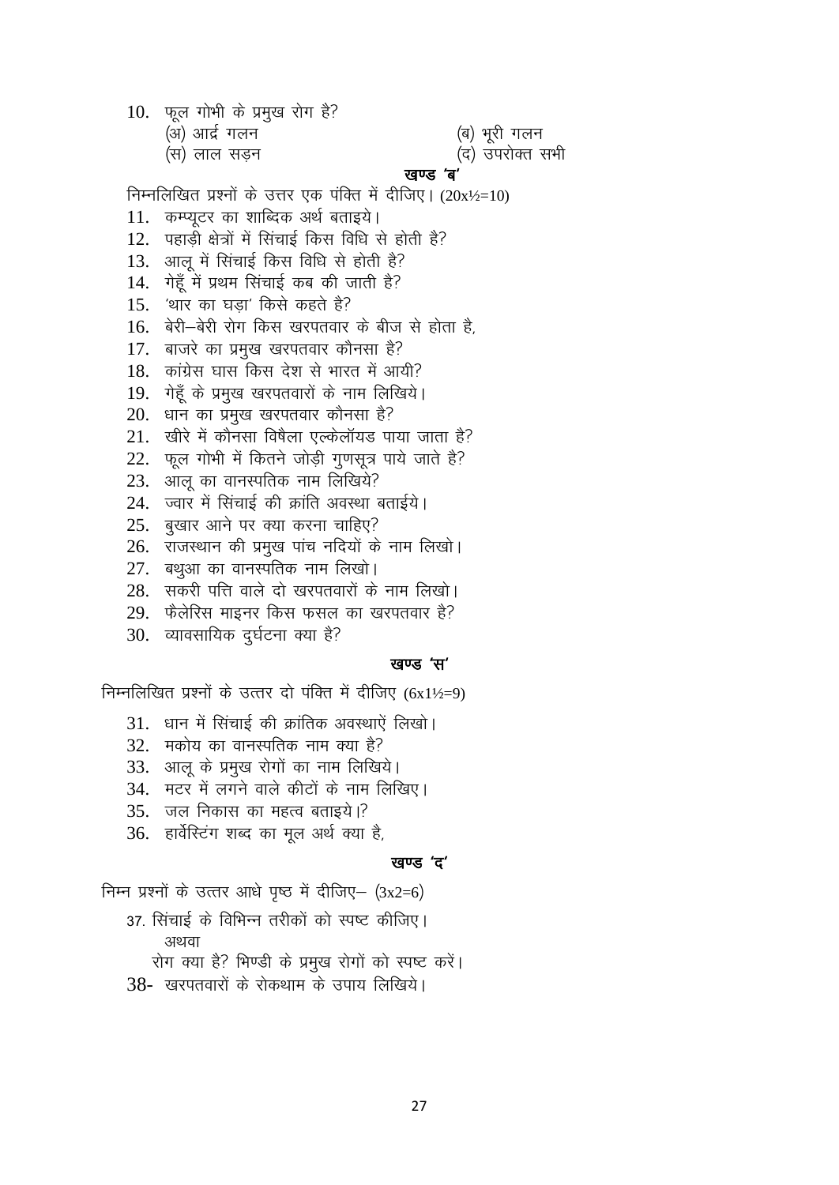10. फूल गोभी के प्रमुख रोग है?
    (अ) आर्द्र गलन (ब) भूरी गलन
    (स) लाल सड़न (द) उपरोक्त सभी

## खण्ड 'ब'

निम्नलिखित प्रश्नों के उत्तर एक पंक्ति में दीजिए। (20x½=10)

11. कम्प्यूटर का शाब्दिक अर्थ बताइये।
12. पहाड़ी क्षेत्रों में सिंचाई किस विधि से होती है?
13. आलू में सिंचाई किस विधि से होती है?
14. गेहूँ में प्रथम सिंचाई कब की जाती है?
15. 'थार का घड़ा' किसे कहते है?
16. बेरी–बेरी रोग किस खरपतवार के बीज से होता है,
17. बाजरे का प्रमुख खरपतवार कौनसा है?
18. कांग्रेस घास किस देश से भारत में आयी?
19. गेहूँ के प्रमुख खरपतवारों के नाम लिखिये।
20. धान का प्रमुख खरपतवार कौनसा है?
21. खीरे में कौनसा विषैला एल्केलॉयड पाया जाता है?
22. फूल गोभी में कितने जोड़ी गुणसूत्र पाये जाते है?
23. आलू का वानस्पतिक नाम लिखिये?
24. ज्वार में सिंचाई की क्रांति अवस्था बताईये।
25. बुखार आने पर क्या करना चाहिए?
26. राजस्थान की प्रमुख पांच नदियों के नाम लिखो।
27. बथुआ का वानस्पतिक नाम लिखो।
28. सकरी पत्ति वाले दो खरपतवारों के नाम लिखो।
29. फैलेरिस माइनर किस फसल का खरपतवार है?
30. व्यावसायिक दुर्घटना क्या है?

## खण्ड 'स'

निम्नलिखित प्रश्नों के उत्तर दो पंक्ति में दीजिए (6x1½=9)

31. धान में सिंचाई की क्रांतिक अवस्थाऐं लिखो।
32. मकोय का वानस्पतिक नाम क्या है?
33. आलू के प्रमुख रोगों का नाम लिखिये।
34. मटर में लगने वाले कीटों के नाम लिखिए।
35. जल निकास का महत्व बताइये।?
36. हार्वेस्टिंग शब्द का मूल अर्थ क्या है,

## खण्ड 'द'

निम्न प्रश्नों के उत्तर आधे पृष्ठ में दीजिए– (3x2=6)

37. सिंचाई के विभिन्न तरीकों को स्पष्ट कीजिए।
    अथवा
    रोग क्या है? भिण्डी के प्रमुख रोगों को स्पष्ट करें।
38- खरपतवारों के रोकथाम के उपाय लिखिये।